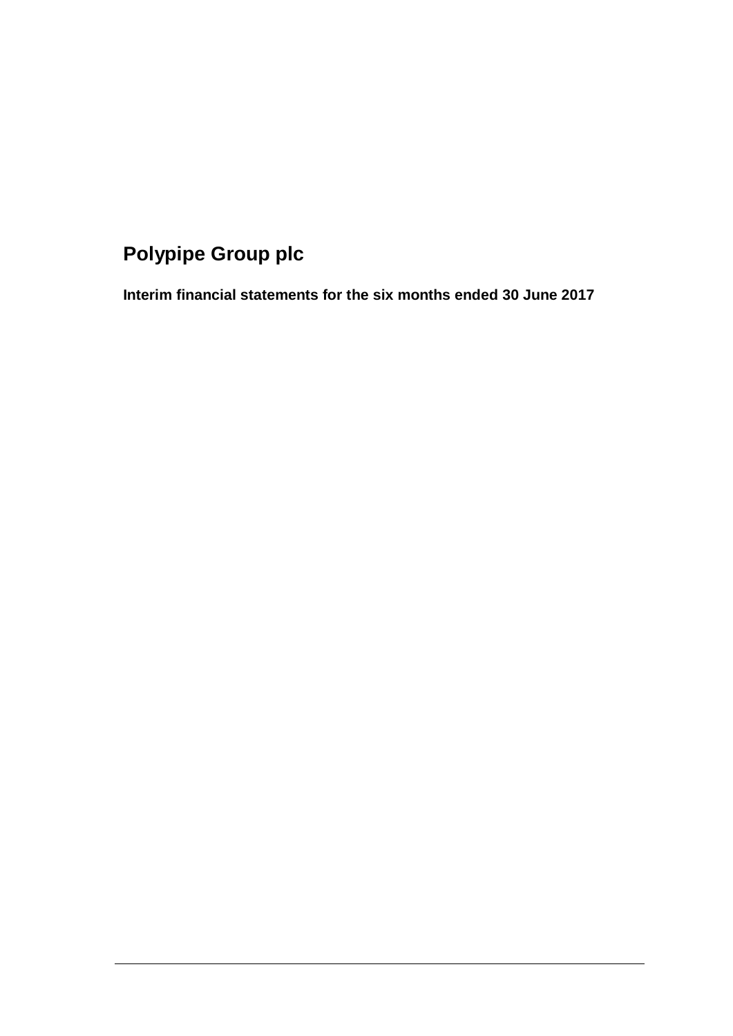# Polypipe Group plc

**Interim financial statements for the six months ended 30 June 2017**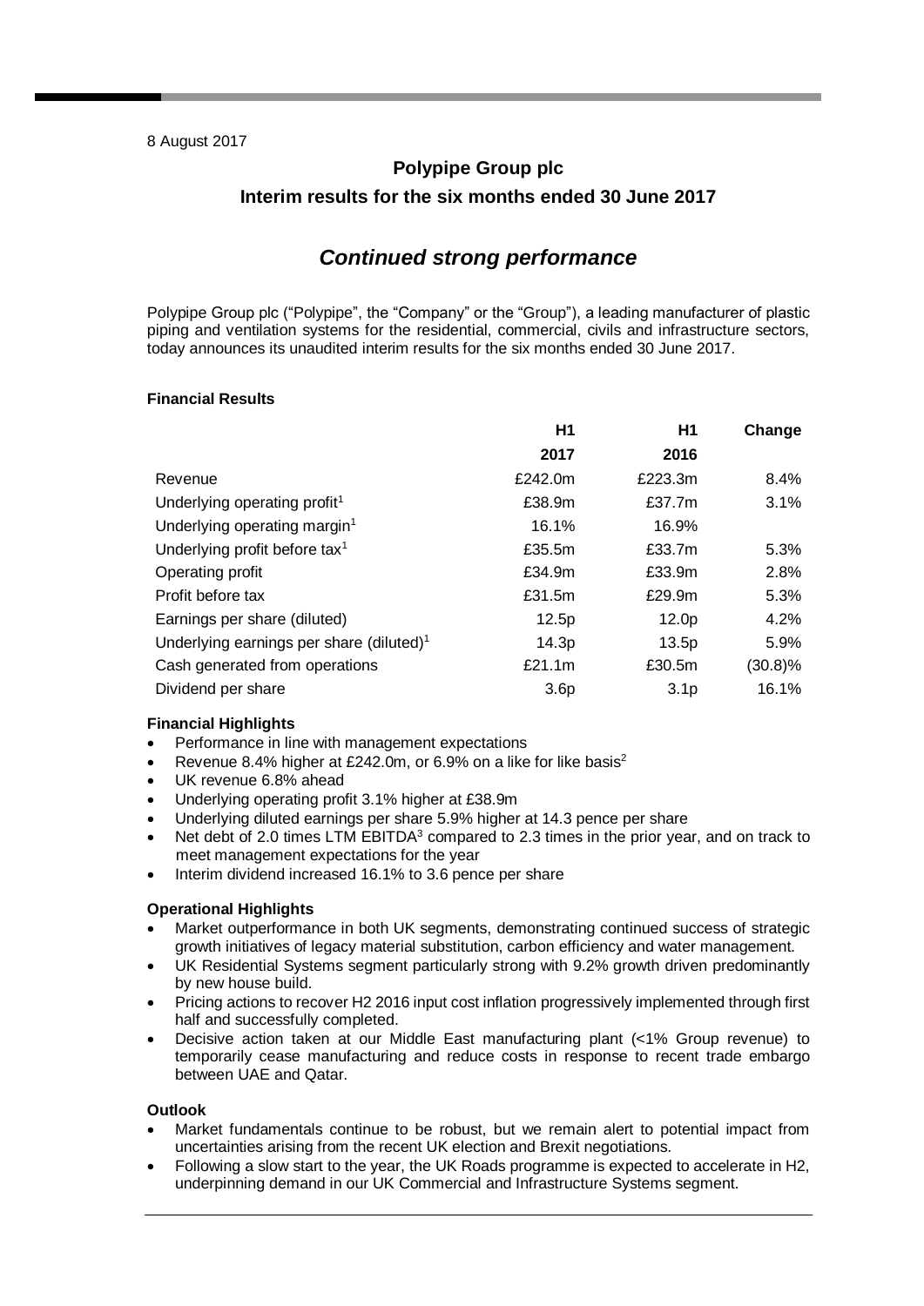8 August 2017

# Polypipe Group plc

## Interim results for the six months ended 30 June 2017

## *Continued strong performance*

Polypipe Group plc ("Polypipe", the "Company" or the "Group"), a leading manufacturer of plastic piping and ventilation systems for the residential, commercial, civils and infrastructure sectors, today announces its unaudited interim results for the six months ended 30 June 2017.

**Financial Results**

| | H1 2017 | H1 2016 | Change |
|---|---|---|---|
| Revenue | £242.0m | £223.3m | 8.4% |
| Underlying operating profit[1] | £38.9m | £37.7m | 3.1% |
| Underlying operating margin[1] | 16.1% | 16.9% | |
| Underlying profit before tax[1] | £35.5m | £33.7m | 5.3% |
| Operating profit | £34.9m | £33.9m | 2.8% |
| Profit before tax | £31.5m | £29.9m | 5.3% |
| Earnings per share (diluted) | 12.5p | 12.0p | 4.2% |
| Underlying earnings per share (diluted)[1] | 14.3p | 13.5p | 5.9% |
| Cash generated from operations | £21.1m | £30.5m | (30.8)% |
| Dividend per share | 3.6p | 3.1p | 16.1% |

**Financial Highlights**

- Performance in line with management expectations
- Revenue 8.4% higher at £242.0m, or 6.9% on a like for like basis[2]
- UK revenue 6.8% ahead
- Underlying operating profit 3.1% higher at £38.9m
- Underlying diluted earnings per share 5.9% higher at 14.3 pence per share
- Net debt of 2.0 times LTM EBITDA[3] compared to 2.3 times in the prior year, and on track to meet management expectations for the year
- Interim dividend increased 16.1% to 3.6 pence per share

**Operational Highlights**

- Market outperformance in both UK segments, demonstrating continued success of strategic growth initiatives of legacy material substitution, carbon efficiency and water management.
- UK Residential Systems segment particularly strong with 9.2% growth driven predominantly by new house build.
- Pricing actions to recover H2 2016 input cost inflation progressively implemented through first half and successfully completed.
- Decisive action taken at our Middle East manufacturing plant (<1% Group revenue) to temporarily cease manufacturing and reduce costs in response to recent trade embargo between UAE and Qatar.

**Outlook**

- Market fundamentals continue to be robust, but we remain alert to potential impact from uncertainties arising from the recent UK election and Brexit negotiations.
- Following a slow start to the year, the UK Roads programme is expected to accelerate in H2, underpinning demand in our UK Commercial and Infrastructure Systems segment.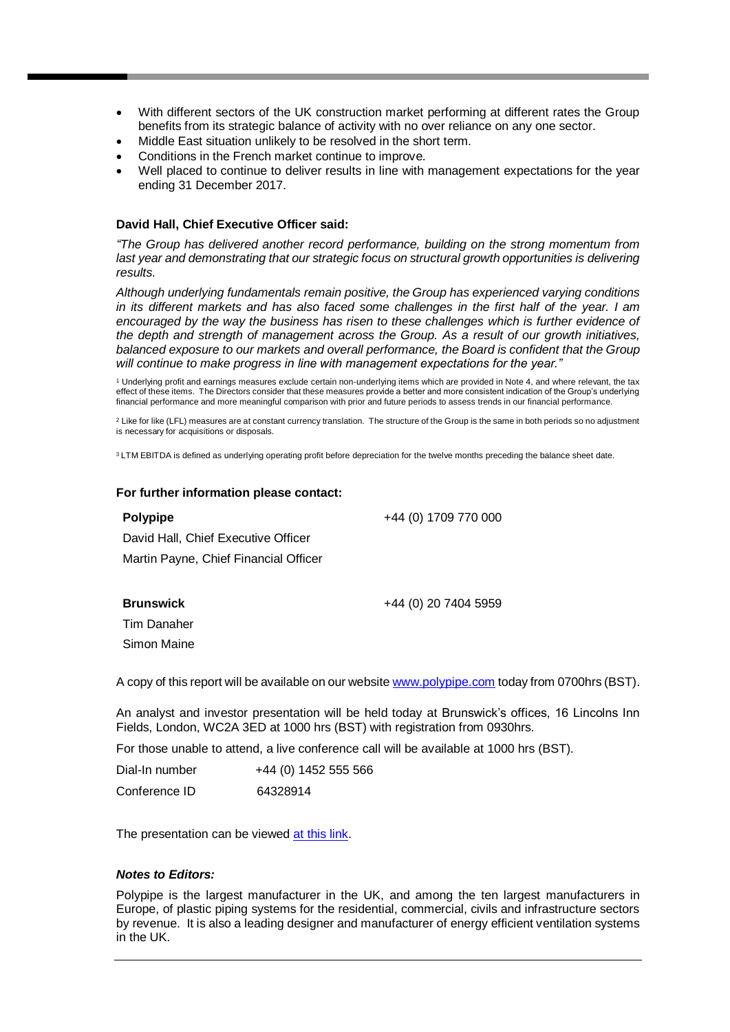- With different sectors of the UK construction market performing at different rates the Group benefits from its strategic balance of activity with no over reliance on any one sector.
- Middle East situation unlikely to be resolved in the short term.
- Conditions in the French market continue to improve.
- Well placed to continue to deliver results in line with management expectations for the year ending 31 December 2017.

**David Hall, Chief Executive Officer said:**

*"The Group has delivered another record performance, building on the strong momentum from last year and demonstrating that our strategic focus on structural growth opportunities is delivering results.*

*Although underlying fundamentals remain positive, the Group has experienced varying conditions in its different markets and has also faced some challenges in the first half of the year. I am encouraged by the way the business has risen to these challenges which is further evidence of the depth and strength of management across the Group. As a result of our growth initiatives, balanced exposure to our markets and overall performance, the Board is confident that the Group will continue to make progress in line with management expectations for the year."*

[1] Underlying profit and earnings measures exclude certain non-underlying items which are provided in Note 4, and where relevant, the tax effect of these items. The Directors consider that these measures provide a better and more consistent indication of the Group's underlying financial performance and more meaningful comparison with prior and future periods to assess trends in our financial performance.

[2] Like for like (LFL) measures are at constant currency translation. The structure of the Group is the same in both periods so no adjustment is necessary for acquisitions or disposals.

[3] LTM EBITDA is defined as underlying operating profit before depreciation for the twelve months preceding the balance sheet date.

**For further information please contact:**

**Polypipe** +44 (0) 1709 770 000

David Hall, Chief Executive Officer

Martin Payne, Chief Financial Officer

**Brunswick** +44 (0) 20 7404 5959

Tim Danaher

Simon Maine

A copy of this report will be available on our website [www.polypipe.com](www.polypipe.com) today from 0700hrs (BST).

An analyst and investor presentation will be held today at Brunswick's offices, 16 Lincolns Inn Fields, London, WC2A 3ED at 1000 hrs (BST) with registration from 0930hrs.

For those unable to attend, a live conference call will be available at 1000 hrs (BST).

Dial-In number +44 (0) 1452 555 566

Conference ID 64328914

The presentation can be viewed at this link.

***Notes to Editors:***

Polypipe is the largest manufacturer in the UK, and among the ten largest manufacturers in Europe, of plastic piping systems for the residential, commercial, civils and infrastructure sectors by revenue. It is also a leading designer and manufacturer of energy efficient ventilation systems in the UK.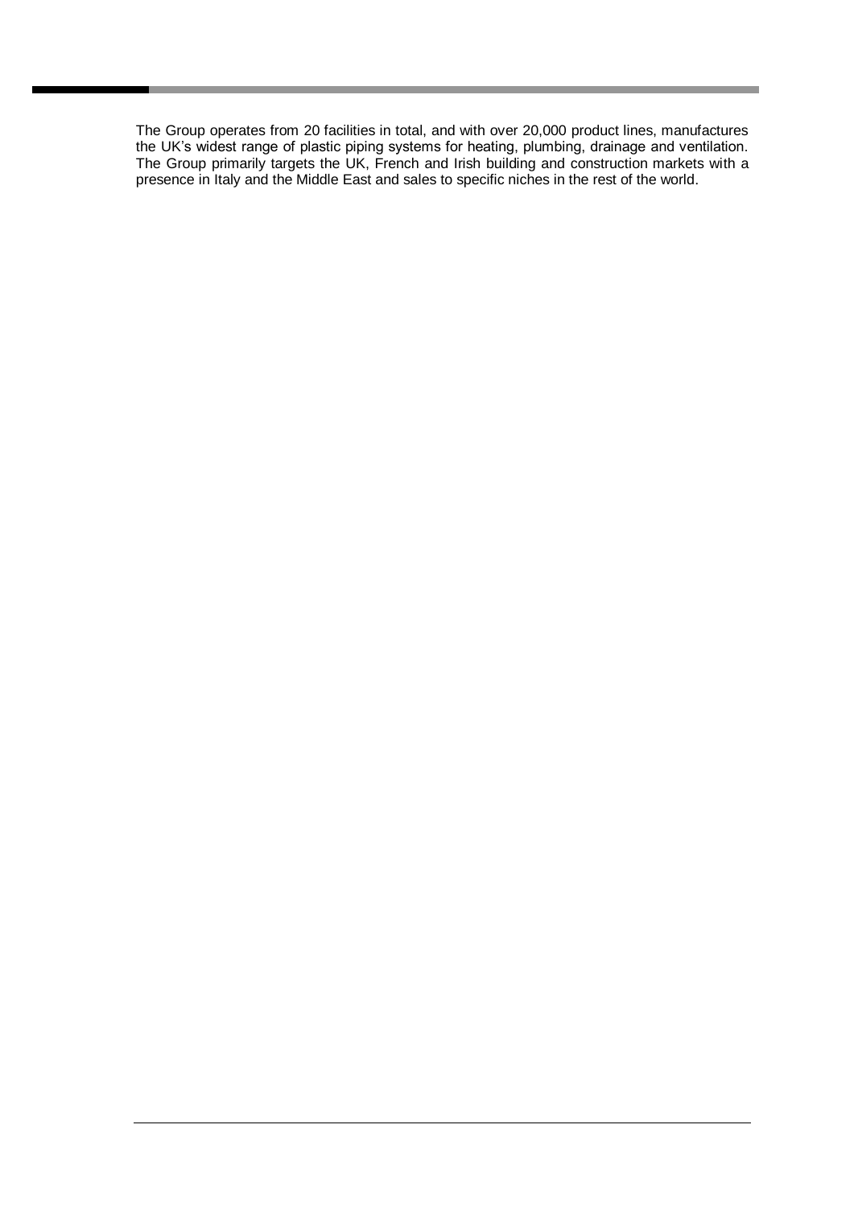The Group operates from 20 facilities in total, and with over 20,000 product lines, manufactures the UK's widest range of plastic piping systems for heating, plumbing, drainage and ventilation. The Group primarily targets the UK, French and Irish building and construction markets with a presence in Italy and the Middle East and sales to specific niches in the rest of the world.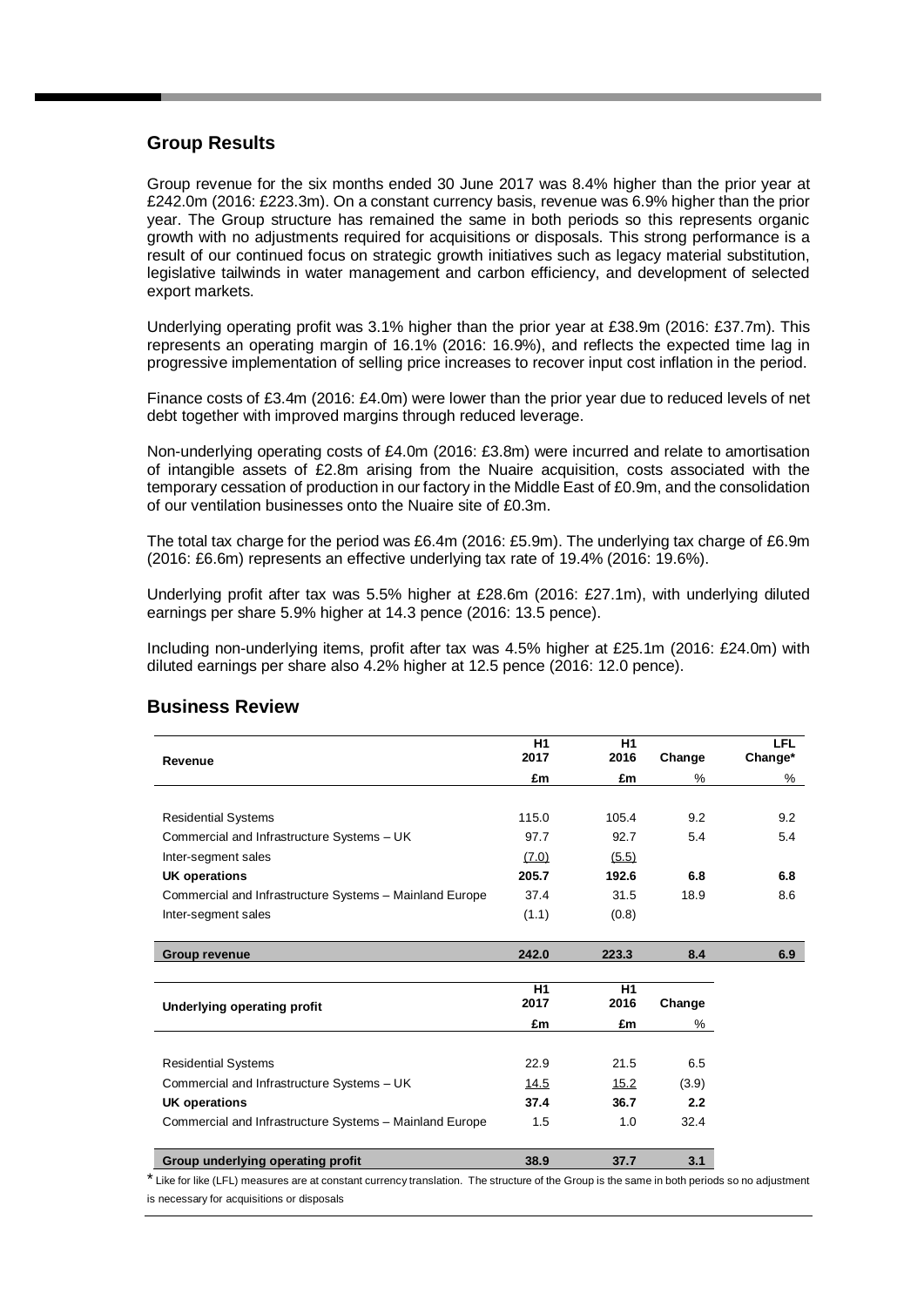## Group Results

Group revenue for the six months ended 30 June 2017 was 8.4% higher than the prior year at £242.0m (2016: £223.3m). On a constant currency basis, revenue was 6.9% higher than the prior year. The Group structure has remained the same in both periods so this represents organic growth with no adjustments required for acquisitions or disposals. This strong performance is a result of our continued focus on strategic growth initiatives such as legacy material substitution, legislative tailwinds in water management and carbon efficiency, and development of selected export markets.

Underlying operating profit was 3.1% higher than the prior year at £38.9m (2016: £37.7m). This represents an operating margin of 16.1% (2016: 16.9%), and reflects the expected time lag in progressive implementation of selling price increases to recover input cost inflation in the period.

Finance costs of £3.4m (2016: £4.0m) were lower than the prior year due to reduced levels of net debt together with improved margins through reduced leverage.

Non-underlying operating costs of £4.0m (2016: £3.8m) were incurred and relate to amortisation of intangible assets of £2.8m arising from the Nuaire acquisition, costs associated with the temporary cessation of production in our factory in the Middle East of £0.9m, and the consolidation of our ventilation businesses onto the Nuaire site of £0.3m.

The total tax charge for the period was £6.4m (2016: £5.9m). The underlying tax charge of £6.9m (2016: £6.6m) represents an effective underlying tax rate of 19.4% (2016: 19.6%).

Underlying profit after tax was 5.5% higher at £28.6m (2016: £27.1m), with underlying diluted earnings per share 5.9% higher at 14.3 pence (2016: 13.5 pence).

Including non-underlying items, profit after tax was 4.5% higher at £25.1m (2016: £24.0m) with diluted earnings per share also 4.2% higher at 12.5 pence (2016: 12.0 pence).

## Business Review

| Revenue | H1 2017 £m | H1 2016 £m | Change % | LFL Change* % |
|---|---|---|---|---|
| Residential Systems | 115.0 | 105.4 | 9.2 | 9.2 |
| Commercial and Infrastructure Systems – UK | 97.7 | 92.7 | 5.4 | 5.4 |
| Inter-segment sales | (7.0) | (5.5) | | |
| **UK operations** | **205.7** | **192.6** | **6.8** | **6.8** |
| Commercial and Infrastructure Systems – Mainland Europe | 37.4 | 31.5 | 18.9 | 8.6 |
| Inter-segment sales | (1.1) | (0.8) | | |
| **Group revenue** | **242.0** | **223.3** | **8.4** | **6.9** |

| Underlying operating profit | H1 2017 £m | H1 2016 £m | Change % |
|---|---|---|---|
| Residential Systems | 22.9 | 21.5 | 6.5 |
| Commercial and Infrastructure Systems – UK | 14.5 | 15.2 | (3.9) |
| **UK operations** | **37.4** | **36.7** | **2.2** |
| Commercial and Infrastructure Systems – Mainland Europe | 1.5 | 1.0 | 32.4 |
| **Group underlying operating profit** | **38.9** | **37.7** | **3.1** |

* Like for like (LFL) measures are at constant currency translation. The structure of the Group is the same in both periods so no adjustment is necessary for acquisitions or disposals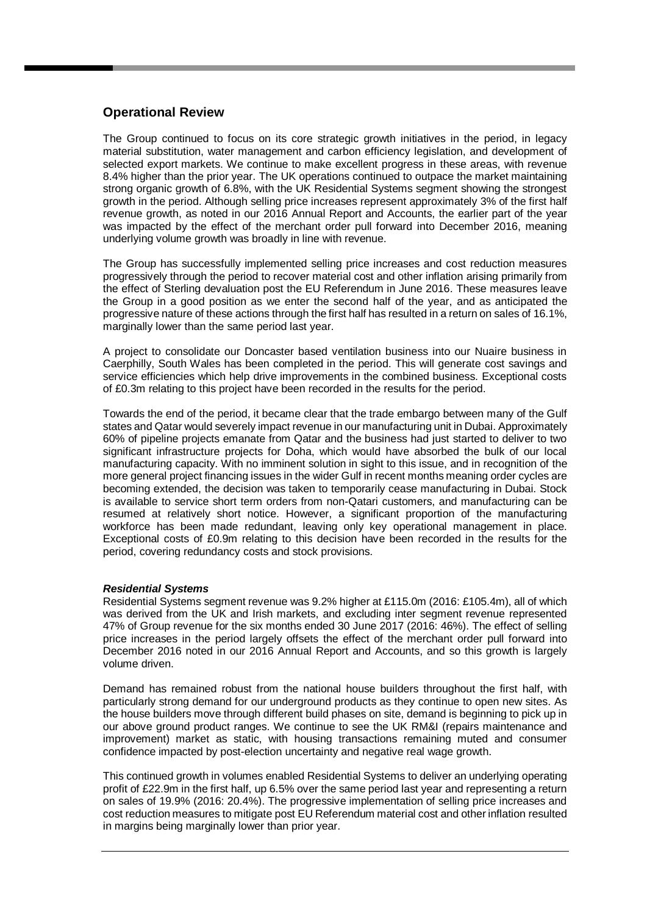## Operational Review

The Group continued to focus on its core strategic growth initiatives in the period, in legacy material substitution, water management and carbon efficiency legislation, and development of selected export markets. We continue to make excellent progress in these areas, with revenue 8.4% higher than the prior year. The UK operations continued to outpace the market maintaining strong organic growth of 6.8%, with the UK Residential Systems segment showing the strongest growth in the period. Although selling price increases represent approximately 3% of the first half revenue growth, as noted in our 2016 Annual Report and Accounts, the earlier part of the year was impacted by the effect of the merchant order pull forward into December 2016, meaning underlying volume growth was broadly in line with revenue.

The Group has successfully implemented selling price increases and cost reduction measures progressively through the period to recover material cost and other inflation arising primarily from the effect of Sterling devaluation post the EU Referendum in June 2016. These measures leave the Group in a good position as we enter the second half of the year, and as anticipated the progressive nature of these actions through the first half has resulted in a return on sales of 16.1%, marginally lower than the same period last year.

A project to consolidate our Doncaster based ventilation business into our Nuaire business in Caerphilly, South Wales has been completed in the period. This will generate cost savings and service efficiencies which help drive improvements in the combined business. Exceptional costs of £0.3m relating to this project have been recorded in the results for the period.

Towards the end of the period, it became clear that the trade embargo between many of the Gulf states and Qatar would severely impact revenue in our manufacturing unit in Dubai. Approximately 60% of pipeline projects emanate from Qatar and the business had just started to deliver to two significant infrastructure projects for Doha, which would have absorbed the bulk of our local manufacturing capacity. With no imminent solution in sight to this issue, and in recognition of the more general project financing issues in the wider Gulf in recent months meaning order cycles are becoming extended, the decision was taken to temporarily cease manufacturing in Dubai. Stock is available to service short term orders from non-Qatari customers, and manufacturing can be resumed at relatively short notice. However, a significant proportion of the manufacturing workforce has been made redundant, leaving only key operational management in place. Exceptional costs of £0.9m relating to this decision have been recorded in the results for the period, covering redundancy costs and stock provisions.

***Residential Systems***

Residential Systems segment revenue was 9.2% higher at £115.0m (2016: £105.4m), all of which was derived from the UK and Irish markets, and excluding inter segment revenue represented 47% of Group revenue for the six months ended 30 June 2017 (2016: 46%). The effect of selling price increases in the period largely offsets the effect of the merchant order pull forward into December 2016 noted in our 2016 Annual Report and Accounts, and so this growth is largely volume driven.

Demand has remained robust from the national house builders throughout the first half, with particularly strong demand for our underground products as they continue to open new sites. As the house builders move through different build phases on site, demand is beginning to pick up in our above ground product ranges. We continue to see the UK RM&I (repairs maintenance and improvement) market as static, with housing transactions remaining muted and consumer confidence impacted by post-election uncertainty and negative real wage growth.

This continued growth in volumes enabled Residential Systems to deliver an underlying operating profit of £22.9m in the first half, up 6.5% over the same period last year and representing a return on sales of 19.9% (2016: 20.4%). The progressive implementation of selling price increases and cost reduction measures to mitigate post EU Referendum material cost and other inflation resulted in margins being marginally lower than prior year.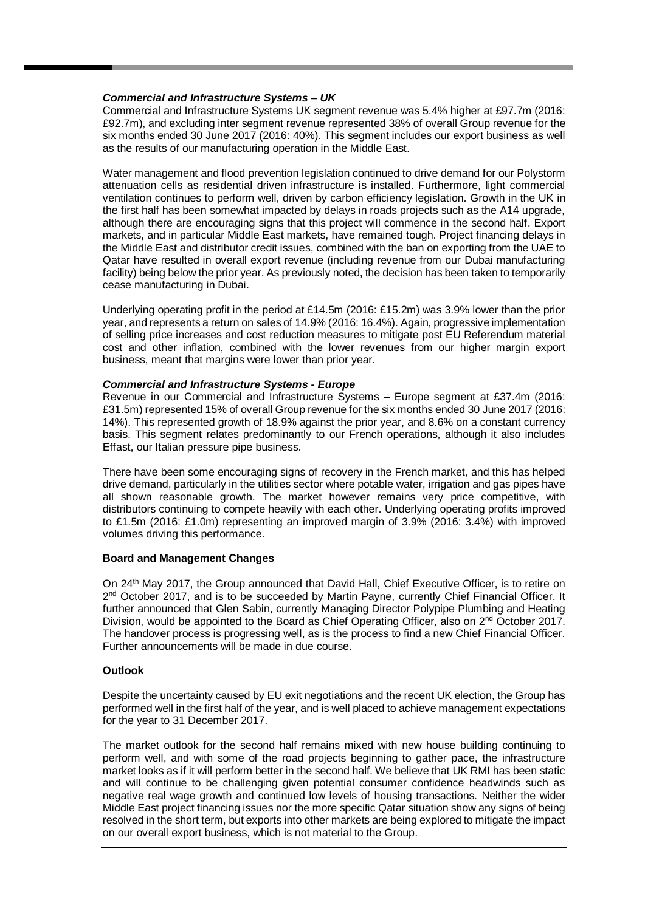***Commercial and Infrastructure Systems – UK***

Commercial and Infrastructure Systems UK segment revenue was 5.4% higher at £97.7m (2016: £92.7m), and excluding inter segment revenue represented 38% of overall Group revenue for the six months ended 30 June 2017 (2016: 40%). This segment includes our export business as well as the results of our manufacturing operation in the Middle East.

Water management and flood prevention legislation continued to drive demand for our Polystorm attenuation cells as residential driven infrastructure is installed. Furthermore, light commercial ventilation continues to perform well, driven by carbon efficiency legislation. Growth in the UK in the first half has been somewhat impacted by delays in roads projects such as the A14 upgrade, although there are encouraging signs that this project will commence in the second half. Export markets, and in particular Middle East markets, have remained tough. Project financing delays in the Middle East and distributor credit issues, combined with the ban on exporting from the UAE to Qatar have resulted in overall export revenue (including revenue from our Dubai manufacturing facility) being below the prior year. As previously noted, the decision has been taken to temporarily cease manufacturing in Dubai.

Underlying operating profit in the period at £14.5m (2016: £15.2m) was 3.9% lower than the prior year, and represents a return on sales of 14.9% (2016: 16.4%). Again, progressive implementation of selling price increases and cost reduction measures to mitigate post EU Referendum material cost and other inflation, combined with the lower revenues from our higher margin export business, meant that margins were lower than prior year.

***Commercial and Infrastructure Systems - Europe***

Revenue in our Commercial and Infrastructure Systems – Europe segment at £37.4m (2016: £31.5m) represented 15% of overall Group revenue for the six months ended 30 June 2017 (2016: 14%). This represented growth of 18.9% against the prior year, and 8.6% on a constant currency basis. This segment relates predominantly to our French operations, although it also includes Effast, our Italian pressure pipe business.

There have been some encouraging signs of recovery in the French market, and this has helped drive demand, particularly in the utilities sector where potable water, irrigation and gas pipes have all shown reasonable growth. The market however remains very price competitive, with distributors continuing to compete heavily with each other. Underlying operating profits improved to £1.5m (2016: £1.0m) representing an improved margin of 3.9% (2016: 3.4%) with improved volumes driving this performance.

**Board and Management Changes**

On 24th May 2017, the Group announced that David Hall, Chief Executive Officer, is to retire on 2nd October 2017, and is to be succeeded by Martin Payne, currently Chief Financial Officer. It further announced that Glen Sabin, currently Managing Director Polypipe Plumbing and Heating Division, would be appointed to the Board as Chief Operating Officer, also on 2nd October 2017. The handover process is progressing well, as is the process to find a new Chief Financial Officer. Further announcements will be made in due course.

**Outlook**

Despite the uncertainty caused by EU exit negotiations and the recent UK election, the Group has performed well in the first half of the year, and is well placed to achieve management expectations for the year to 31 December 2017.

The market outlook for the second half remains mixed with new house building continuing to perform well, and with some of the road projects beginning to gather pace, the infrastructure market looks as if it will perform better in the second half. We believe that UK RMI has been static and will continue to be challenging given potential consumer confidence headwinds such as negative real wage growth and continued low levels of housing transactions. Neither the wider Middle East project financing issues nor the more specific Qatar situation show any signs of being resolved in the short term, but exports into other markets are being explored to mitigate the impact on our overall export business, which is not material to the Group.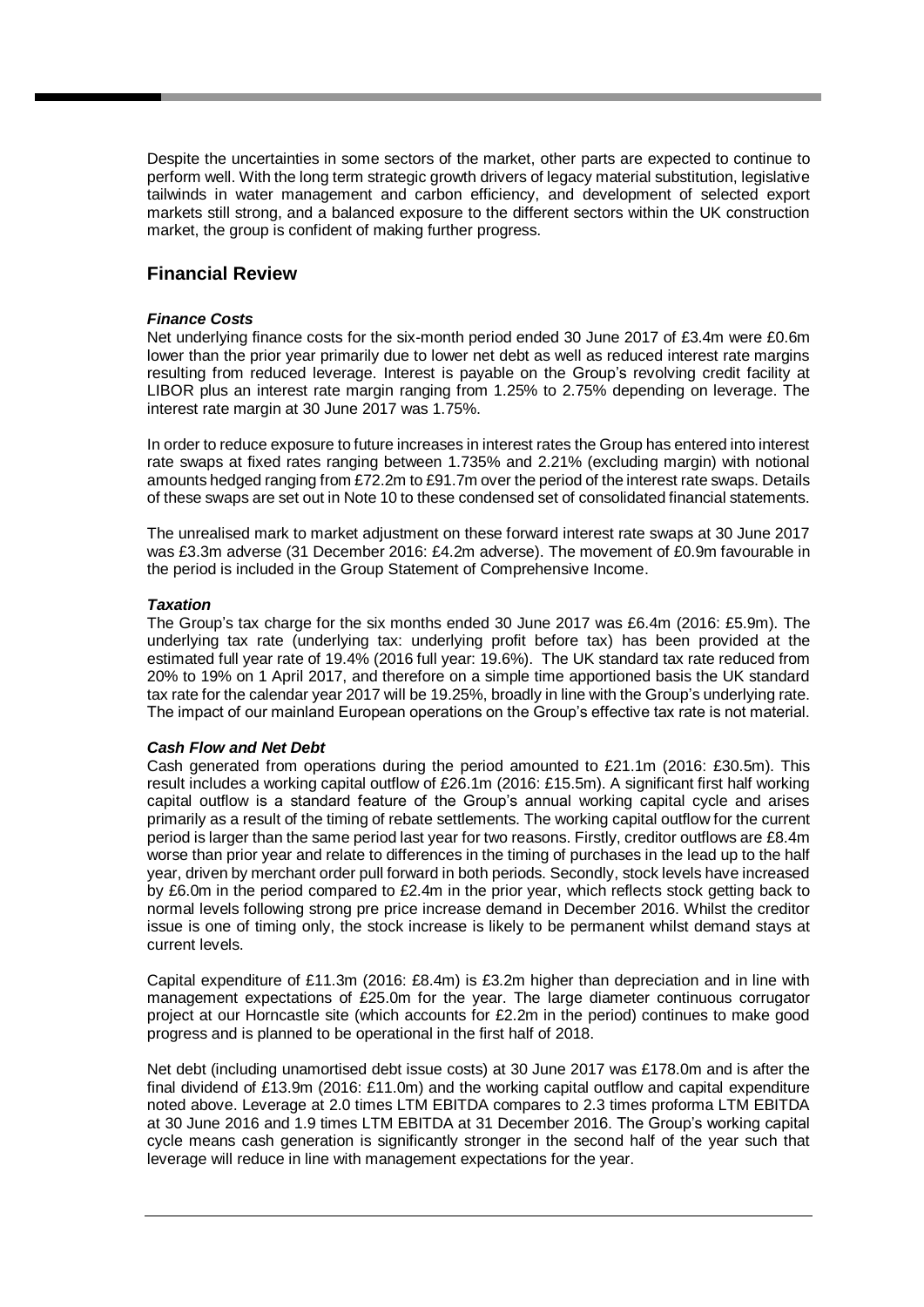Despite the uncertainties in some sectors of the market, other parts are expected to continue to perform well. With the long term strategic growth drivers of legacy material substitution, legislative tailwinds in water management and carbon efficiency, and development of selected export markets still strong, and a balanced exposure to the different sectors within the UK construction market, the group is confident of making further progress.

## Financial Review

***Finance Costs***

Net underlying finance costs for the six-month period ended 30 June 2017 of £3.4m were £0.6m lower than the prior year primarily due to lower net debt as well as reduced interest rate margins resulting from reduced leverage. Interest is payable on the Group's revolving credit facility at LIBOR plus an interest rate margin ranging from 1.25% to 2.75% depending on leverage. The interest rate margin at 30 June 2017 was 1.75%.

In order to reduce exposure to future increases in interest rates the Group has entered into interest rate swaps at fixed rates ranging between 1.735% and 2.21% (excluding margin) with notional amounts hedged ranging from £72.2m to £91.7m over the period of the interest rate swaps. Details of these swaps are set out in Note 10 to these condensed set of consolidated financial statements.

The unrealised mark to market adjustment on these forward interest rate swaps at 30 June 2017 was £3.3m adverse (31 December 2016: £4.2m adverse). The movement of £0.9m favourable in the period is included in the Group Statement of Comprehensive Income.

***Taxation***

The Group's tax charge for the six months ended 30 June 2017 was £6.4m (2016: £5.9m). The underlying tax rate (underlying tax: underlying profit before tax) has been provided at the estimated full year rate of 19.4% (2016 full year: 19.6%). The UK standard tax rate reduced from 20% to 19% on 1 April 2017, and therefore on a simple time apportioned basis the UK standard tax rate for the calendar year 2017 will be 19.25%, broadly in line with the Group's underlying rate. The impact of our mainland European operations on the Group's effective tax rate is not material.

***Cash Flow and Net Debt***

Cash generated from operations during the period amounted to £21.1m (2016: £30.5m). This result includes a working capital outflow of £26.1m (2016: £15.5m). A significant first half working capital outflow is a standard feature of the Group's annual working capital cycle and arises primarily as a result of the timing of rebate settlements. The working capital outflow for the current period is larger than the same period last year for two reasons. Firstly, creditor outflows are £8.4m worse than prior year and relate to differences in the timing of purchases in the lead up to the half year, driven by merchant order pull forward in both periods. Secondly, stock levels have increased by £6.0m in the period compared to £2.4m in the prior year, which reflects stock getting back to normal levels following strong pre price increase demand in December 2016. Whilst the creditor issue is one of timing only, the stock increase is likely to be permanent whilst demand stays at current levels.

Capital expenditure of £11.3m (2016: £8.4m) is £3.2m higher than depreciation and in line with management expectations of £25.0m for the year. The large diameter continuous corrugator project at our Horncastle site (which accounts for £2.2m in the period) continues to make good progress and is planned to be operational in the first half of 2018.

Net debt (including unamortised debt issue costs) at 30 June 2017 was £178.0m and is after the final dividend of £13.9m (2016: £11.0m) and the working capital outflow and capital expenditure noted above. Leverage at 2.0 times LTM EBITDA compares to 2.3 times proforma LTM EBITDA at 30 June 2016 and 1.9 times LTM EBITDA at 31 December 2016. The Group's working capital cycle means cash generation is significantly stronger in the second half of the year such that leverage will reduce in line with management expectations for the year.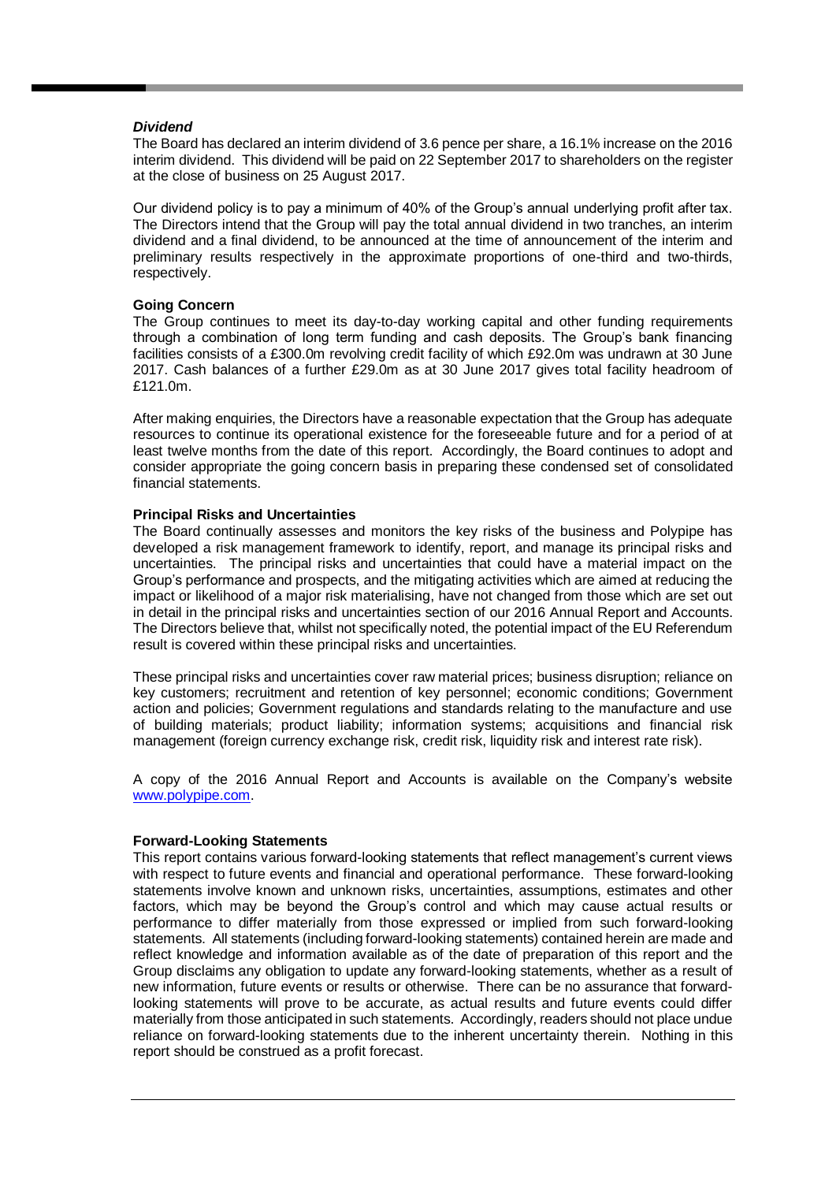### *Dividend*

The Board has declared an interim dividend of 3.6 pence per share, a 16.1% increase on the 2016 interim dividend. This dividend will be paid on 22 September 2017 to shareholders on the register at the close of business on 25 August 2017.

Our dividend policy is to pay a minimum of 40% of the Group's annual underlying profit after tax. The Directors intend that the Group will pay the total annual dividend in two tranches, an interim dividend and a final dividend, to be announced at the time of announcement of the interim and preliminary results respectively in the approximate proportions of one-third and two-thirds, respectively.

### Going Concern

The Group continues to meet its day-to-day working capital and other funding requirements through a combination of long term funding and cash deposits. The Group's bank financing facilities consists of a £300.0m revolving credit facility of which £92.0m was undrawn at 30 June 2017. Cash balances of a further £29.0m as at 30 June 2017 gives total facility headroom of £121.0m.

After making enquiries, the Directors have a reasonable expectation that the Group has adequate resources to continue its operational existence for the foreseeable future and for a period of at least twelve months from the date of this report. Accordingly, the Board continues to adopt and consider appropriate the going concern basis in preparing these condensed set of consolidated financial statements.

### Principal Risks and Uncertainties

The Board continually assesses and monitors the key risks of the business and Polypipe has developed a risk management framework to identify, report, and manage its principal risks and uncertainties. The principal risks and uncertainties that could have a material impact on the Group's performance and prospects, and the mitigating activities which are aimed at reducing the impact or likelihood of a major risk materialising, have not changed from those which are set out in detail in the principal risks and uncertainties section of our 2016 Annual Report and Accounts. The Directors believe that, whilst not specifically noted, the potential impact of the EU Referendum result is covered within these principal risks and uncertainties.

These principal risks and uncertainties cover raw material prices; business disruption; reliance on key customers; recruitment and retention of key personnel; economic conditions; Government action and policies; Government regulations and standards relating to the manufacture and use of building materials; product liability; information systems; acquisitions and financial risk management (foreign currency exchange risk, credit risk, liquidity risk and interest rate risk).

A copy of the 2016 Annual Report and Accounts is available on the Company's website [www.polypipe.com](http://www.polypipe.com).

### Forward-Looking Statements

This report contains various forward-looking statements that reflect management's current views with respect to future events and financial and operational performance. These forward-looking statements involve known and unknown risks, uncertainties, assumptions, estimates and other factors, which may be beyond the Group's control and which may cause actual results or performance to differ materially from those expressed or implied from such forward-looking statements. All statements (including forward-looking statements) contained herein are made and reflect knowledge and information available as of the date of preparation of this report and the Group disclaims any obligation to update any forward-looking statements, whether as a result of new information, future events or results or otherwise. There can be no assurance that forward-looking statements will prove to be accurate, as actual results and future events could differ materially from those anticipated in such statements. Accordingly, readers should not place undue reliance on forward-looking statements due to the inherent uncertainty therein. Nothing in this report should be construed as a profit forecast.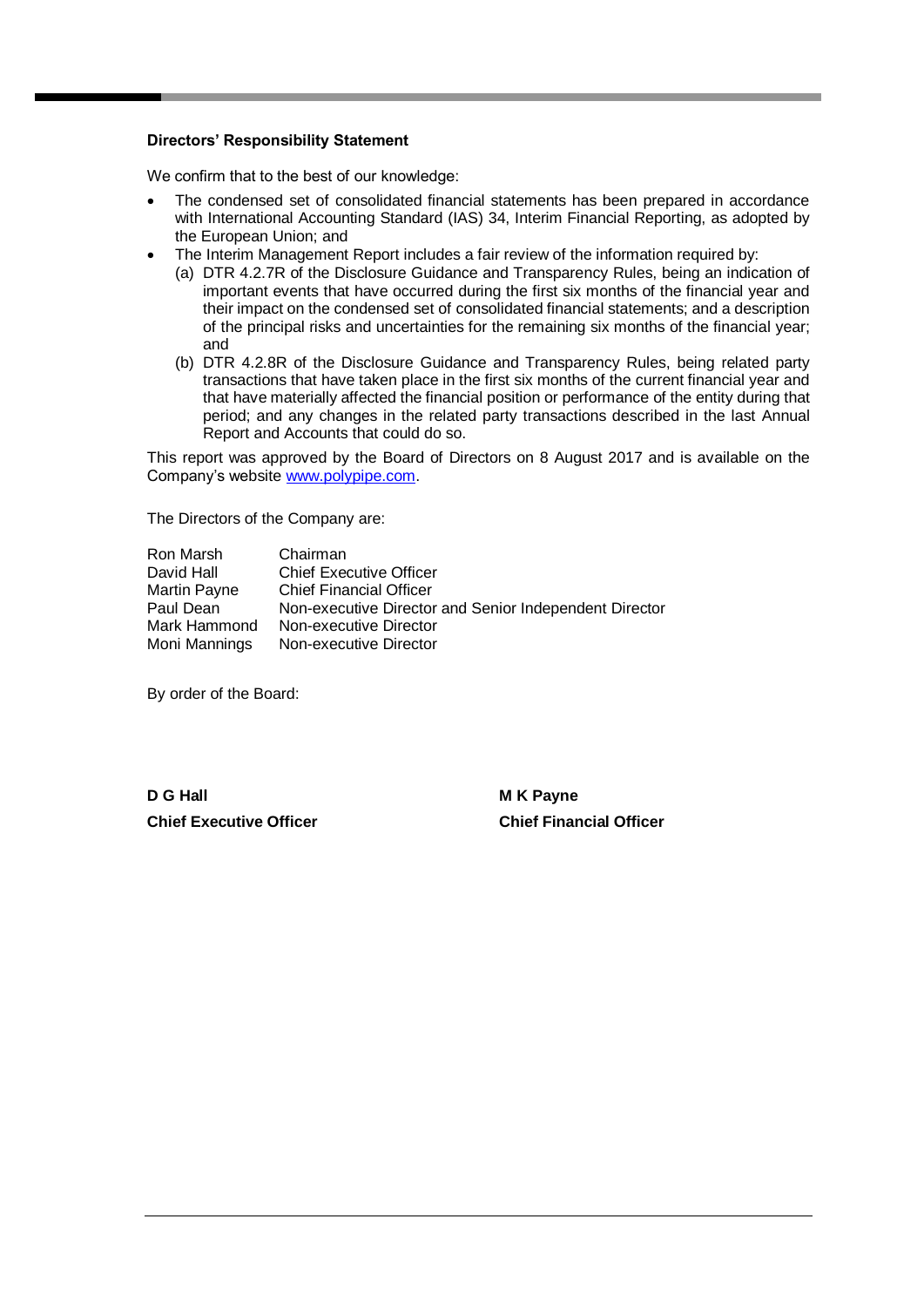### Directors' Responsibility Statement

We confirm that to the best of our knowledge:

- The condensed set of consolidated financial statements has been prepared in accordance with International Accounting Standard (IAS) 34, Interim Financial Reporting, as adopted by the European Union; and
- The Interim Management Report includes a fair review of the information required by:
  - (a) DTR 4.2.7R of the Disclosure Guidance and Transparency Rules, being an indication of important events that have occurred during the first six months of the financial year and their impact on the condensed set of consolidated financial statements; and a description of the principal risks and uncertainties for the remaining six months of the financial year; and
  - (b) DTR 4.2.8R of the Disclosure Guidance and Transparency Rules, being related party transactions that have taken place in the first six months of the current financial year and that have materially affected the financial position or performance of the entity during that period; and any changes in the related party transactions described in the last Annual Report and Accounts that could do so.

This report was approved by the Board of Directors on 8 August 2017 and is available on the Company's website www.polypipe.com.

The Directors of the Company are:

| | |
|---|---|
| Ron Marsh | Chairman |
| David Hall | Chief Executive Officer |
| Martin Payne | Chief Financial Officer |
| Paul Dean | Non-executive Director and Senior Independent Director |
| Mark Hammond | Non-executive Director |
| Moni Mannings | Non-executive Director |

By order of the Board:

**D G Hall**
**Chief Executive Officer**

**M K Payne**
**Chief Financial Officer**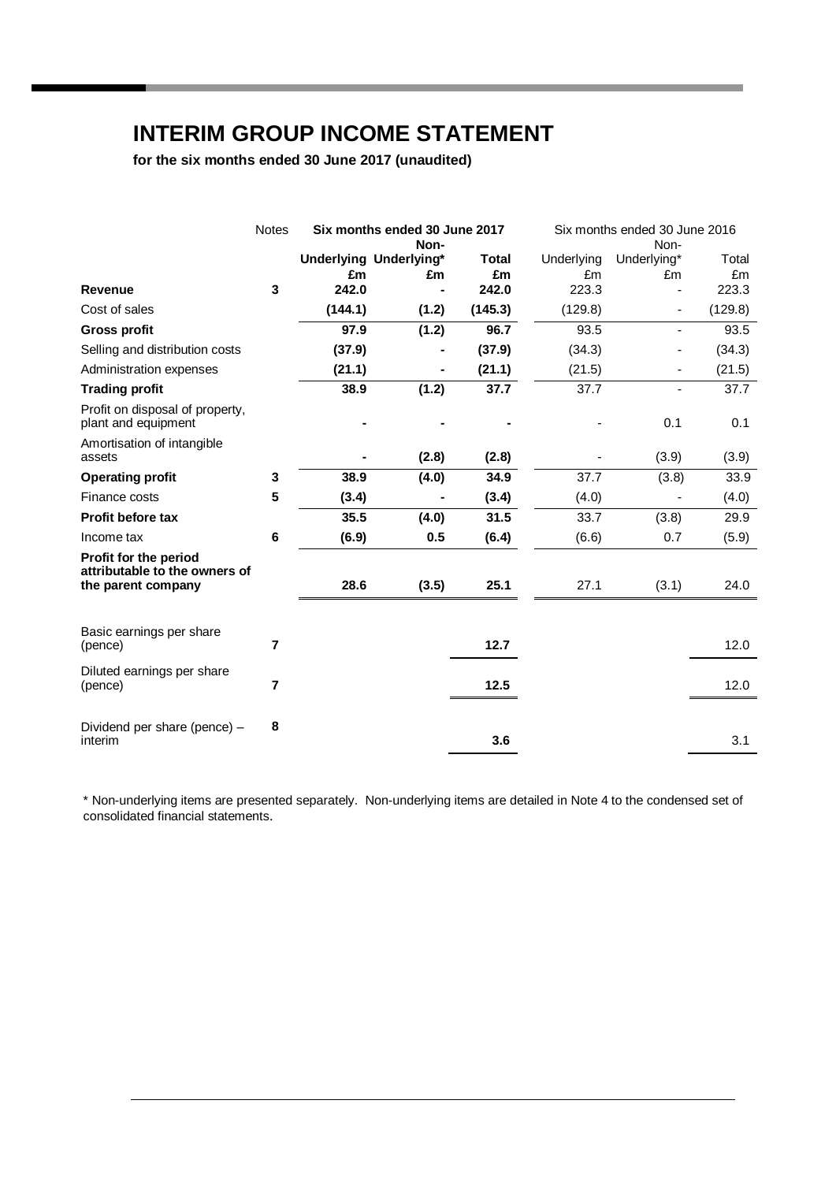# INTERIM GROUP INCOME STATEMENT

**for the six months ended 30 June 2017 (unaudited)**

| | Notes | **Six months ended 30 June 2017** | | | Six months ended 30 June 2016 | | |
|---|---|---|---|---|---|---|---|
| | | **Underlying** | **Non-Underlying*** | **Total** | Underlying | Non-Underlying* | Total |
| | | **£m** | **£m** | **£m** | £m | £m | £m |
| **Revenue** | **3** | **242.0** | **-** | **242.0** | 223.3 | - | 223.3 |
| Cost of sales | | **(144.1)** | **(1.2)** | **(145.3)** | (129.8) | - | (129.8) |
| **Gross profit** | | **97.9** | **(1.2)** | **96.7** | 93.5 | - | 93.5 |
| Selling and distribution costs | | **(37.9)** | **-** | **(37.9)** | (34.3) | - | (34.3) |
| Administration expenses | | **(21.1)** | **-** | **(21.1)** | (21.5) | - | (21.5) |
| **Trading profit** | | **38.9** | **(1.2)** | **37.7** | 37.7 | - | 37.7 |
| Profit on disposal of property, plant and equipment | | **-** | **-** | **-** | - | 0.1 | 0.1 |
| Amortisation of intangible assets | | **-** | **(2.8)** | **(2.8)** | - | (3.9) | (3.9) |
| **Operating profit** | **3** | **38.9** | **(4.0)** | **34.9** | 37.7 | (3.8) | 33.9 |
| Finance costs | **5** | **(3.4)** | **-** | **(3.4)** | (4.0) | - | (4.0) |
| **Profit before tax** | | **35.5** | **(4.0)** | **31.5** | 33.7 | (3.8) | 29.9 |
| Income tax | **6** | **(6.9)** | **0.5** | **(6.4)** | (6.6) | 0.7 | (5.9) |
| **Profit for the period attributable to the owners of the parent company** | | **28.6** | **(3.5)** | **25.1** | 27.1 | (3.1) | 24.0 |
| Basic earnings per share (pence) | **7** | | | **12.7** | | | 12.0 |
| Diluted earnings per share (pence) | **7** | | | **12.5** | | | 12.0 |
| Dividend per share (pence) – interim | **8** | | | **3.6** | | | 3.1 |

* Non-underlying items are presented separately. Non-underlying items are detailed in Note 4 to the condensed set of consolidated financial statements.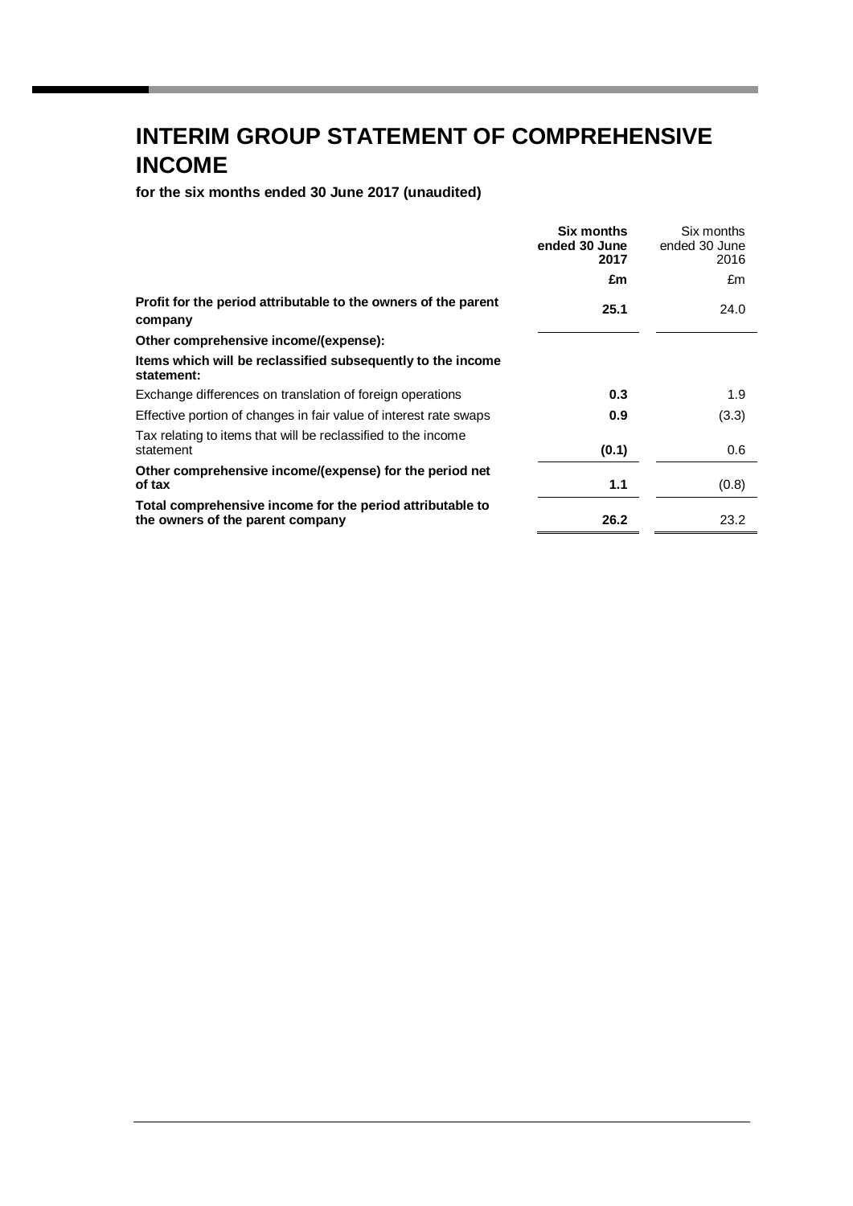# INTERIM GROUP STATEMENT OF COMPREHENSIVE INCOME

**for the six months ended 30 June 2017 (unaudited)**

| | **Six months ended 30 June 2017** | Six months ended 30 June 2016 |
|---|---|---|
| | **£m** | £m |
| **Profit for the period attributable to the owners of the parent company** | **25.1** | 24.0 |
| **Other comprehensive income/(expense):** | | |
| **Items which will be reclassified subsequently to the income statement:** | | |
| Exchange differences on translation of foreign operations | **0.3** | 1.9 |
| Effective portion of changes in fair value of interest rate swaps | **0.9** | (3.3) |
| Tax relating to items that will be reclassified to the income statement | **(0.1)** | 0.6 |
| **Other comprehensive income/(expense) for the period net of tax** | **1.1** | (0.8) |
| **Total comprehensive income for the period attributable to the owners of the parent company** | **26.2** | 23.2 |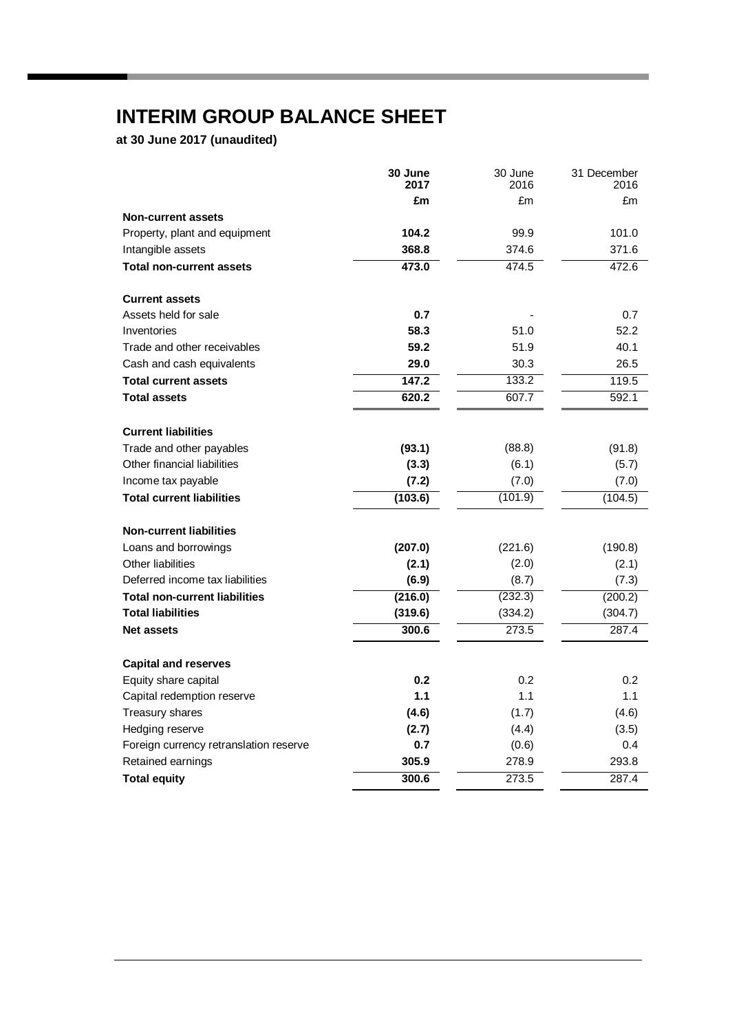# INTERIM GROUP BALANCE SHEET

**at 30 June 2017 (unaudited)**

| | **30 June 2017** | 30 June 2016 | 31 December 2016 |
|---|---|---|---|
| | **£m** | £m | £m |
| **Non-current assets** | | | |
| Property, plant and equipment | **104.2** | 99.9 | 101.0 |
| Intangible assets | **368.8** | 374.6 | 371.6 |
| **Total non-current assets** | **473.0** | 474.5 | 472.6 |
| | | | |
| **Current assets** | | | |
| Assets held for sale | **0.7** | - | 0.7 |
| Inventories | **58.3** | 51.0 | 52.2 |
| Trade and other receivables | **59.2** | 51.9 | 40.1 |
| Cash and cash equivalents | **29.0** | 30.3 | 26.5 |
| **Total current assets** | **147.2** | 133.2 | 119.5 |
| **Total assets** | **620.2** | 607.7 | 592.1 |
| | | | |
| **Current liabilities** | | | |
| Trade and other payables | **(93.1)** | (88.8) | (91.8) |
| Other financial liabilities | **(3.3)** | (6.1) | (5.7) |
| Income tax payable | **(7.2)** | (7.0) | (7.0) |
| **Total current liabilities** | **(103.6)** | (101.9) | (104.5) |
| | | | |
| **Non-current liabilities** | | | |
| Loans and borrowings | **(207.0)** | (221.6) | (190.8) |
| Other liabilities | **(2.1)** | (2.0) | (2.1) |
| Deferred income tax liabilities | **(6.9)** | (8.7) | (7.3) |
| **Total non-current liabilities** | **(216.0)** | (232.3) | (200.2) |
| **Total liabilities** | **(319.6)** | (334.2) | (304.7) |
| **Net assets** | **300.6** | 273.5 | 287.4 |
| | | | |
| **Capital and reserves** | | | |
| Equity share capital | **0.2** | 0.2 | 0.2 |
| Capital redemption reserve | **1.1** | 1.1 | 1.1 |
| Treasury shares | **(4.6)** | (1.7) | (4.6) |
| Hedging reserve | **(2.7)** | (4.4) | (3.5) |
| Foreign currency retranslation reserve | **0.7** | (0.6) | 0.4 |
| Retained earnings | **305.9** | 278.9 | 293.8 |
| **Total equity** | **300.6** | 273.5 | 287.4 |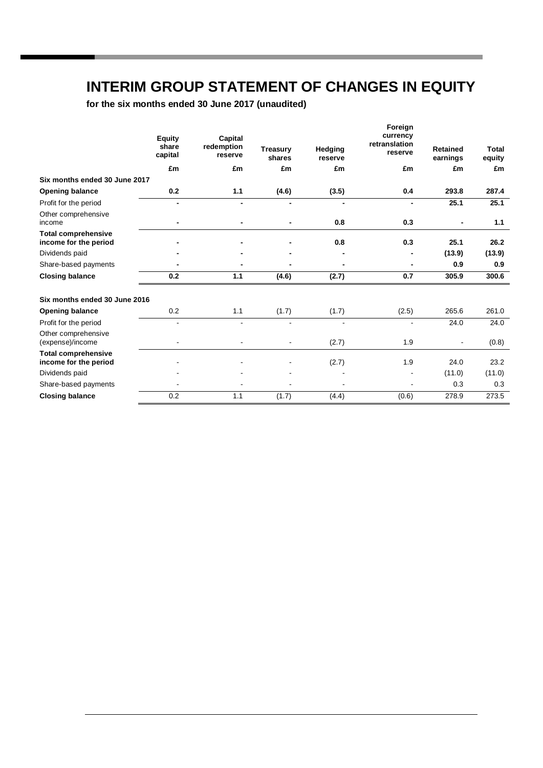# INTERIM GROUP STATEMENT OF CHANGES IN EQUITY

**for the six months ended 30 June 2017 (unaudited)**

| | Equity share capital | Capital redemption reserve | Treasury shares | Hedging reserve | Foreign currency retranslation reserve | Retained earnings | Total equity |
|---|---|---|---|---|---|---|---|
| | £m | £m | £m | £m | £m | £m | £m |
| **Six months ended 30 June 2017** | | | | | | | |
| **Opening balance** | **0.2** | **1.1** | **(4.6)** | **(3.5)** | **0.4** | **293.8** | **287.4** |
| Profit for the period | **-** | **-** | **-** | **-** | **-** | **25.1** | **25.1** |
| Other comprehensive income | **-** | **-** | **-** | **0.8** | **0.3** | **-** | **1.1** |
| **Total comprehensive income for the period** | **-** | **-** | **-** | **0.8** | **0.3** | **25.1** | **26.2** |
| Dividends paid | **-** | **-** | **-** | **-** | **-** | **(13.9)** | **(13.9)** |
| Share-based payments | **-** | **-** | **-** | **-** | **-** | **0.9** | **0.9** |
| **Closing balance** | **0.2** | **1.1** | **(4.6)** | **(2.7)** | **0.7** | **305.9** | **300.6** |
| | | | | | | | |
| **Six months ended 30 June 2016** | | | | | | | |
| **Opening balance** | 0.2 | 1.1 | (1.7) | (1.7) | (2.5) | 265.6 | 261.0 |
| Profit for the period | - | - | - | - | - | 24.0 | 24.0 |
| Other comprehensive (expense)/income | - | - | - | (2.7) | 1.9 | - | (0.8) |
| **Total comprehensive income for the period** | - | - | - | (2.7) | 1.9 | 24.0 | 23.2 |
| Dividends paid | - | - | - | - | - | (11.0) | (11.0) |
| Share-based payments | - | - | - | - | - | 0.3 | 0.3 |
| **Closing balance** | 0.2 | 1.1 | (1.7) | (4.4) | (0.6) | 278.9 | 273.5 |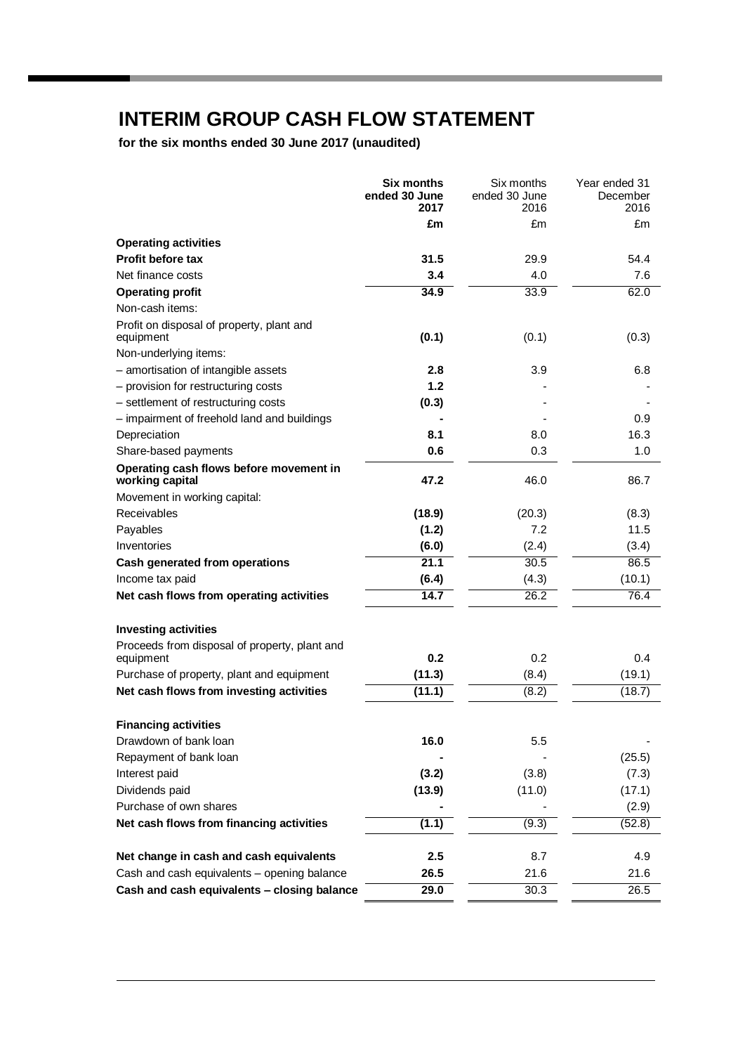# INTERIM GROUP CASH FLOW STATEMENT

**for the six months ended 30 June 2017 (unaudited)**

| | **Six months ended 30 June 2017** | Six months ended 30 June 2016 | Year ended 31 December 2016 |
|---|---|---|---|
| | **£m** | £m | £m |
| **Operating activities** | | | |
| **Profit before tax** | **31.5** | 29.9 | 54.4 |
| Net finance costs | **3.4** | 4.0 | 7.6 |
| **Operating profit** | **34.9** | 33.9 | 62.0 |
| Non-cash items: | | | |
| Profit on disposal of property, plant and equipment | **(0.1)** | (0.1) | (0.3) |
| Non-underlying items: | | | |
| – amortisation of intangible assets | **2.8** | 3.9 | 6.8 |
| – provision for restructuring costs | **1.2** | - | - |
| – settlement of restructuring costs | **(0.3)** | - | - |
| – impairment of freehold land and buildings | **-** | - | 0.9 |
| Depreciation | **8.1** | 8.0 | 16.3 |
| Share-based payments | **0.6** | 0.3 | 1.0 |
| **Operating cash flows before movement in working capital** | **47.2** | 46.0 | 86.7 |
| Movement in working capital: | | | |
| Receivables | **(18.9)** | (20.3) | (8.3) |
| Payables | **(1.2)** | 7.2 | 11.5 |
| Inventories | **(6.0)** | (2.4) | (3.4) |
| **Cash generated from operations** | **21.1** | 30.5 | 86.5 |
| Income tax paid | **(6.4)** | (4.3) | (10.1) |
| **Net cash flows from operating activities** | **14.7** | 26.2 | 76.4 |
| | | | |
| **Investing activities** | | | |
| Proceeds from disposal of property, plant and equipment | **0.2** | 0.2 | 0.4 |
| Purchase of property, plant and equipment | **(11.3)** | (8.4) | (19.1) |
| **Net cash flows from investing activities** | **(11.1)** | (8.2) | (18.7) |
| | | | |
| **Financing activities** | | | |
| Drawdown of bank loan | **16.0** | 5.5 | - |
| Repayment of bank loan | **-** | - | (25.5) |
| Interest paid | **(3.2)** | (3.8) | (7.3) |
| Dividends paid | **(13.9)** | (11.0) | (17.1) |
| Purchase of own shares | **-** | - | (2.9) |
| **Net cash flows from financing activities** | **(1.1)** | (9.3) | (52.8) |
| | | | |
| **Net change in cash and cash equivalents** | **2.5** | 8.7 | 4.9 |
| Cash and cash equivalents – opening balance | **26.5** | 21.6 | 21.6 |
| **Cash and cash equivalents – closing balance** | **29.0** | 30.3 | 26.5 |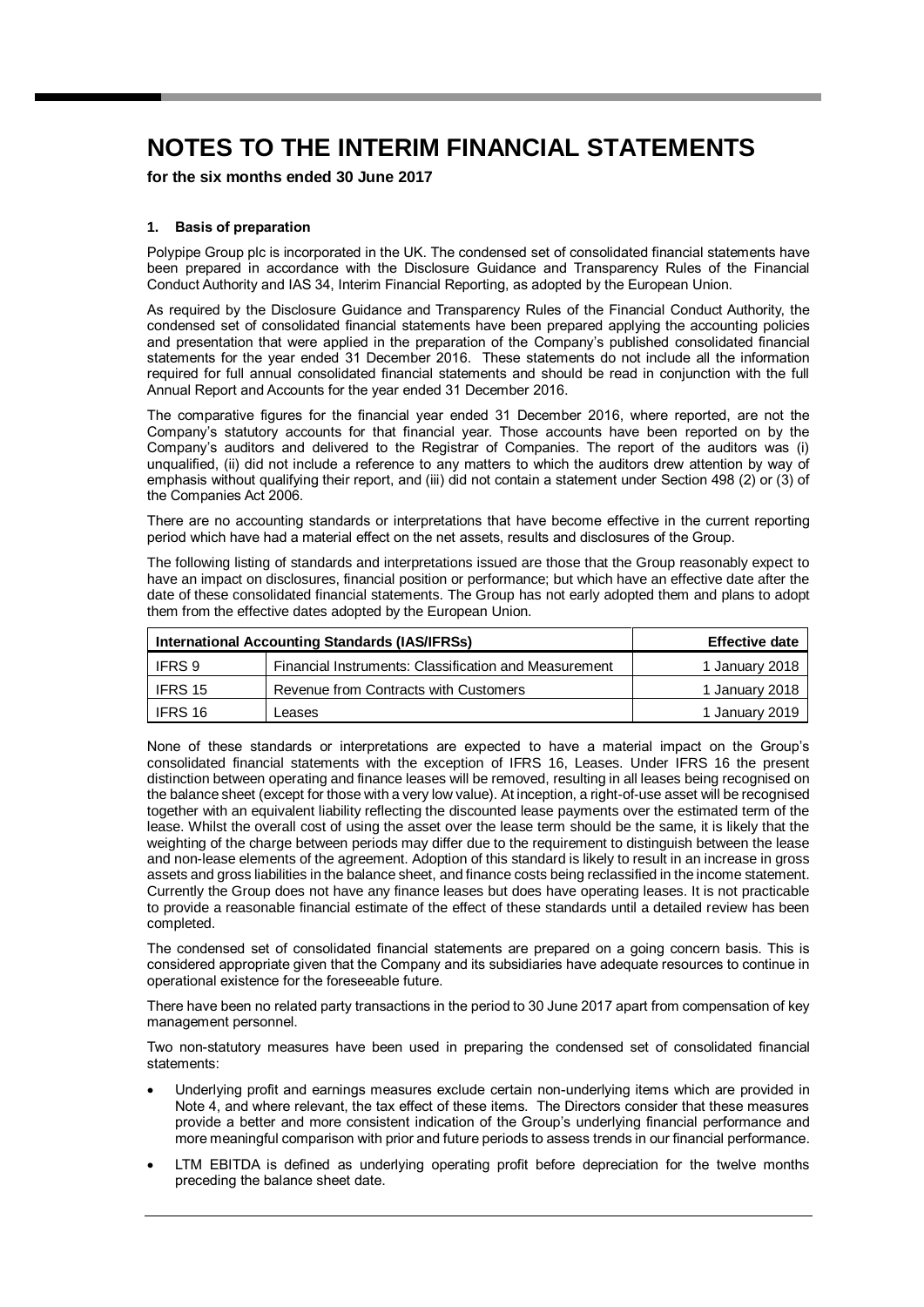# NOTES TO THE INTERIM FINANCIAL STATEMENTS

**for the six months ended 30 June 2017**

### 1. Basis of preparation

Polypipe Group plc is incorporated in the UK. The condensed set of consolidated financial statements have been prepared in accordance with the Disclosure Guidance and Transparency Rules of the Financial Conduct Authority and IAS 34, Interim Financial Reporting, as adopted by the European Union.

As required by the Disclosure Guidance and Transparency Rules of the Financial Conduct Authority, the condensed set of consolidated financial statements have been prepared applying the accounting policies and presentation that were applied in the preparation of the Company's published consolidated financial statements for the year ended 31 December 2016. These statements do not include all the information required for full annual consolidated financial statements and should be read in conjunction with the full Annual Report and Accounts for the year ended 31 December 2016.

The comparative figures for the financial year ended 31 December 2016, where reported, are not the Company's statutory accounts for that financial year. Those accounts have been reported on by the Company's auditors and delivered to the Registrar of Companies. The report of the auditors was (i) unqualified, (ii) did not include a reference to any matters to which the auditors drew attention by way of emphasis without qualifying their report, and (iii) did not contain a statement under Section 498 (2) or (3) of the Companies Act 2006.

There are no accounting standards or interpretations that have become effective in the current reporting period which have had a material effect on the net assets, results and disclosures of the Group.

The following listing of standards and interpretations issued are those that the Group reasonably expect to have an impact on disclosures, financial position or performance; but which have an effective date after the date of these consolidated financial statements. The Group has not early adopted them and plans to adopt them from the effective dates adopted by the European Union.

| International Accounting Standards (IAS/IFRSs) | | Effective date |
|---|---|---|
| IFRS 9 | Financial Instruments: Classification and Measurement | 1 January 2018 |
| IFRS 15 | Revenue from Contracts with Customers | 1 January 2018 |
| IFRS 16 | Leases | 1 January 2019 |

None of these standards or interpretations are expected to have a material impact on the Group's consolidated financial statements with the exception of IFRS 16, Leases. Under IFRS 16 the present distinction between operating and finance leases will be removed, resulting in all leases being recognised on the balance sheet (except for those with a very low value). At inception, a right-of-use asset will be recognised together with an equivalent liability reflecting the discounted lease payments over the estimated term of the lease. Whilst the overall cost of using the asset over the lease term should be the same, it is likely that the weighting of the charge between periods may differ due to the requirement to distinguish between the lease and non-lease elements of the agreement. Adoption of this standard is likely to result in an increase in gross assets and gross liabilities in the balance sheet, and finance costs being reclassified in the income statement. Currently the Group does not have any finance leases but does have operating leases. It is not practicable to provide a reasonable financial estimate of the effect of these standards until a detailed review has been completed.

The condensed set of consolidated financial statements are prepared on a going concern basis. This is considered appropriate given that the Company and its subsidiaries have adequate resources to continue in operational existence for the foreseeable future.

There have been no related party transactions in the period to 30 June 2017 apart from compensation of key management personnel.

Two non-statutory measures have been used in preparing the condensed set of consolidated financial statements:

- Underlying profit and earnings measures exclude certain non-underlying items which are provided in Note 4, and where relevant, the tax effect of these items. The Directors consider that these measures provide a better and more consistent indication of the Group's underlying financial performance and more meaningful comparison with prior and future periods to assess trends in our financial performance.
- LTM EBITDA is defined as underlying operating profit before depreciation for the twelve months preceding the balance sheet date.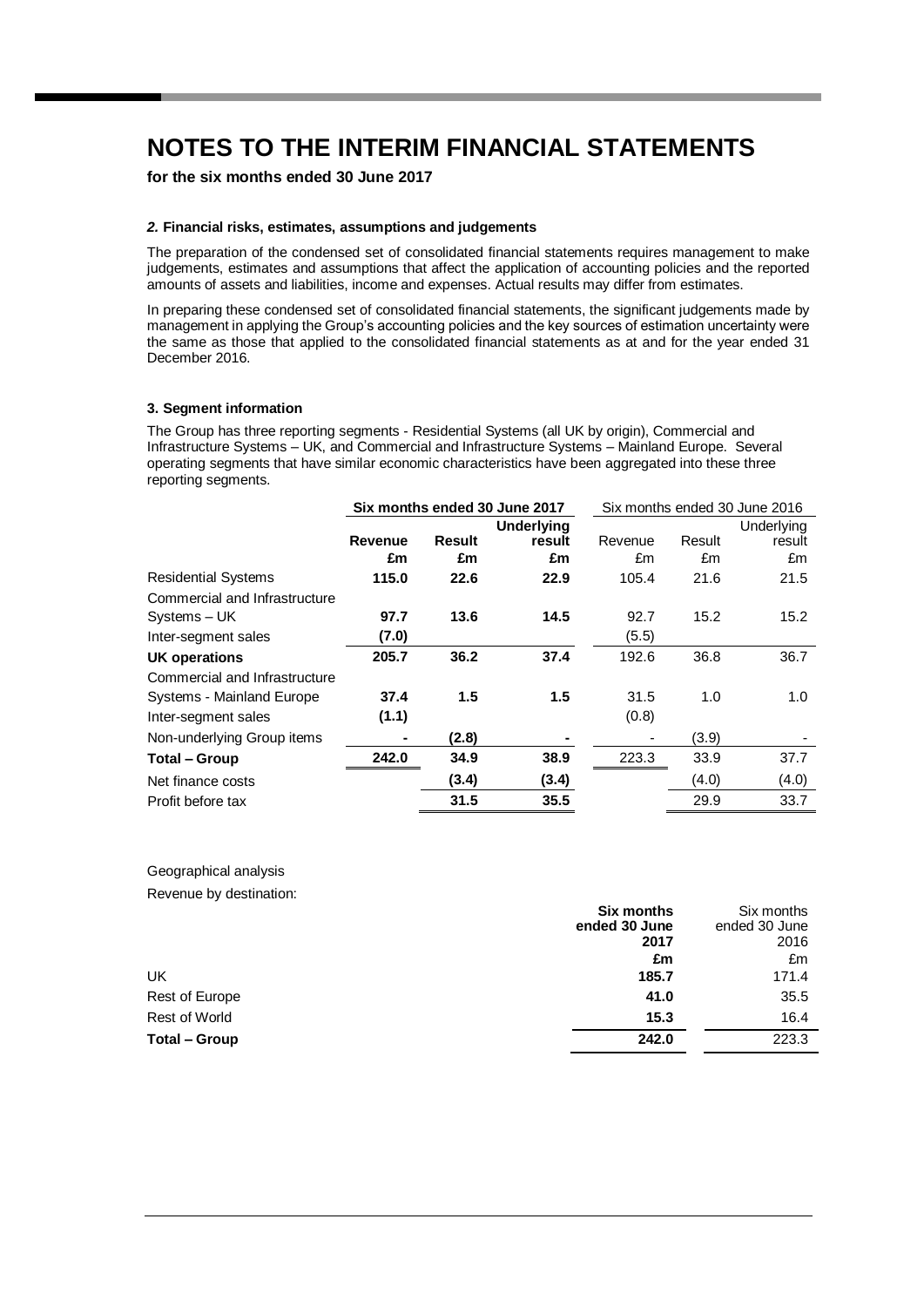# NOTES TO THE INTERIM FINANCIAL STATEMENTS

**for the six months ended 30 June 2017**

### *2.* Financial risks, estimates, assumptions and judgements

The preparation of the condensed set of consolidated financial statements requires management to make judgements, estimates and assumptions that affect the application of accounting policies and the reported amounts of assets and liabilities, income and expenses. Actual results may differ from estimates.

In preparing these condensed set of consolidated financial statements, the significant judgements made by management in applying the Group's accounting policies and the key sources of estimation uncertainty were the same as those that applied to the consolidated financial statements as at and for the year ended 31 December 2016.

### 3. Segment information

The Group has three reporting segments - Residential Systems (all UK by origin), Commercial and Infrastructure Systems – UK, and Commercial and Infrastructure Systems – Mainland Europe. Several operating segments that have similar economic characteristics have been aggregated into these three reporting segments.

| | **Six months ended 30 June 2017** | | | Six months ended 30 June 2016 | | |
|---|---|---|---|---|---|---|
| | **Revenue £m** | **Result £m** | **Underlying result £m** | Revenue £m | Result £m | Underlying result £m |
| Residential Systems | **115.0** | **22.6** | **22.9** | 105.4 | 21.6 | 21.5 |
| Commercial and Infrastructure Systems – UK | **97.7** | **13.6** | **14.5** | 92.7 | 15.2 | 15.2 |
| Inter-segment sales | **(7.0)** | | | (5.5) | | |
| **UK operations** | **205.7** | **36.2** | **37.4** | 192.6 | 36.8 | 36.7 |
| Commercial and Infrastructure Systems - Mainland Europe | **37.4** | **1.5** | **1.5** | 31.5 | 1.0 | 1.0 |
| Inter-segment sales | **(1.1)** | | | (0.8) | | |
| Non-underlying Group items | **-** | **(2.8)** | **-** | - | (3.9) | - |
| **Total – Group** | **242.0** | **34.9** | **38.9** | 223.3 | 33.9 | 37.7 |
| Net finance costs | | **(3.4)** | **(3.4)** | | (4.0) | (4.0) |
| Profit before tax | | **31.5** | **35.5** | | 29.9 | 33.7 |

Geographical analysis

Revenue by destination:

| | **Six months ended 30 June 2017 £m** | Six months ended 30 June 2016 £m |
|---|---|---|
| UK | **185.7** | 171.4 |
| Rest of Europe | **41.0** | 35.5 |
| Rest of World | **15.3** | 16.4 |
| **Total – Group** | **242.0** | 223.3 |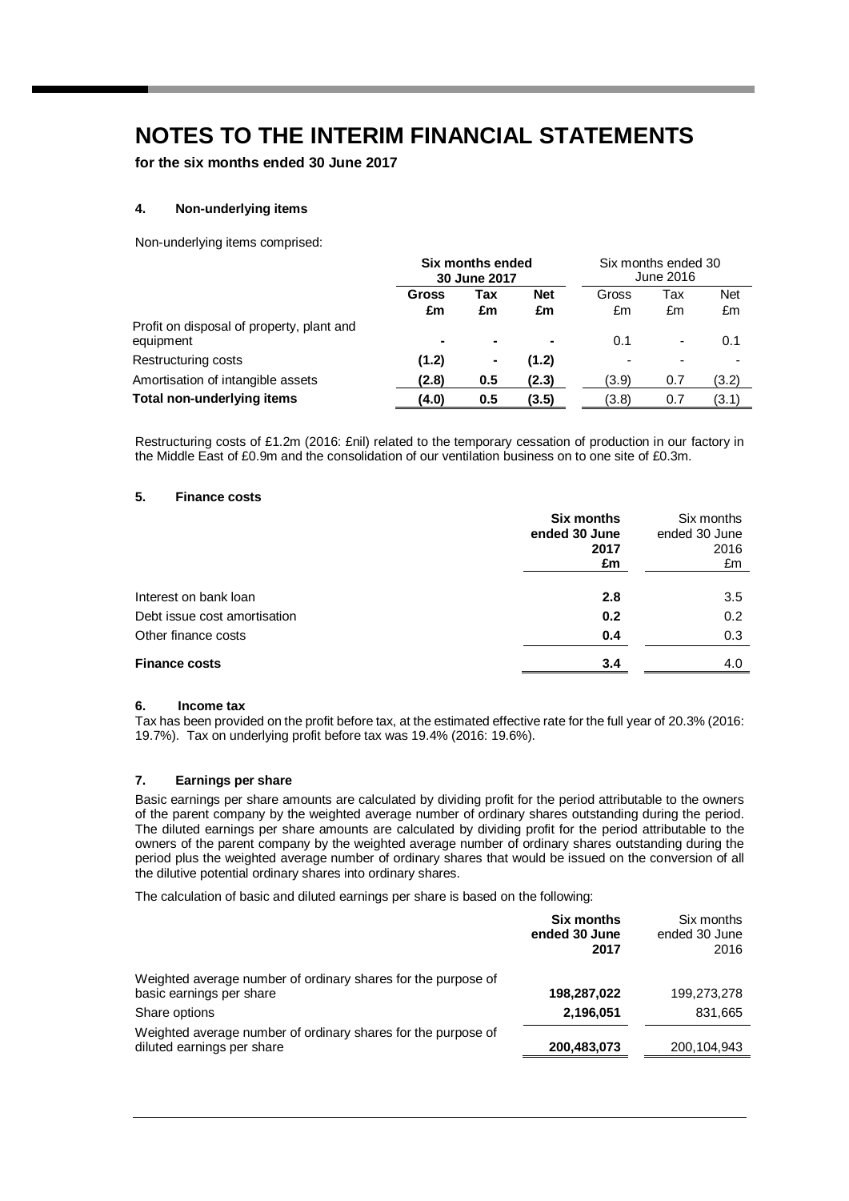# NOTES TO THE INTERIM FINANCIAL STATEMENTS

**for the six months ended 30 June 2017**

### 4. Non-underlying items

Non-underlying items comprised:

| | **Six months ended 30 June 2017** | | | Six months ended 30 June 2016 | | |
|---|---|---|---|---|---|---|
| | **Gross £m** | **Tax £m** | **Net £m** | Gross £m | Tax £m | Net £m |
| Profit on disposal of property, plant and equipment | **-** | **-** | **-** | 0.1 | - | 0.1 |
| Restructuring costs | **(1.2)** | **-** | **(1.2)** | - | - | - |
| Amortisation of intangible assets | **(2.8)** | **0.5** | **(2.3)** | (3.9) | 0.7 | (3.2) |
| **Total non-underlying items** | **(4.0)** | **0.5** | **(3.5)** | (3.8) | 0.7 | (3.1) |

Restructuring costs of £1.2m (2016: £nil) related to the temporary cessation of production in our factory in the Middle East of £0.9m and the consolidation of our ventilation business on to one site of £0.3m.

### 5. Finance costs

| | **Six months ended 30 June 2017 £m** | Six months ended 30 June 2016 £m |
|---|---|---|
| Interest on bank loan | **2.8** | 3.5 |
| Debt issue cost amortisation | **0.2** | 0.2 |
| Other finance costs | **0.4** | 0.3 |
| **Finance costs** | **3.4** | 4.0 |

### 6. Income tax

Tax has been provided on the profit before tax, at the estimated effective rate for the full year of 20.3% (2016: 19.7%). Tax on underlying profit before tax was 19.4% (2016: 19.6%).

### 7. Earnings per share

Basic earnings per share amounts are calculated by dividing profit for the period attributable to the owners of the parent company by the weighted average number of ordinary shares outstanding during the period. The diluted earnings per share amounts are calculated by dividing profit for the period attributable to the owners of the parent company by the weighted average number of ordinary shares outstanding during the period plus the weighted average number of ordinary shares that would be issued on the conversion of all the dilutive potential ordinary shares into ordinary shares.

The calculation of basic and diluted earnings per share is based on the following:

| | **Six months ended 30 June 2017** | Six months ended 30 June 2016 |
|---|---|---|
| Weighted average number of ordinary shares for the purpose of basic earnings per share | **198,287,022** | 199,273,278 |
| Share options | **2,196,051** | 831,665 |
| Weighted average number of ordinary shares for the purpose of diluted earnings per share | **200,483,073** | 200,104,943 |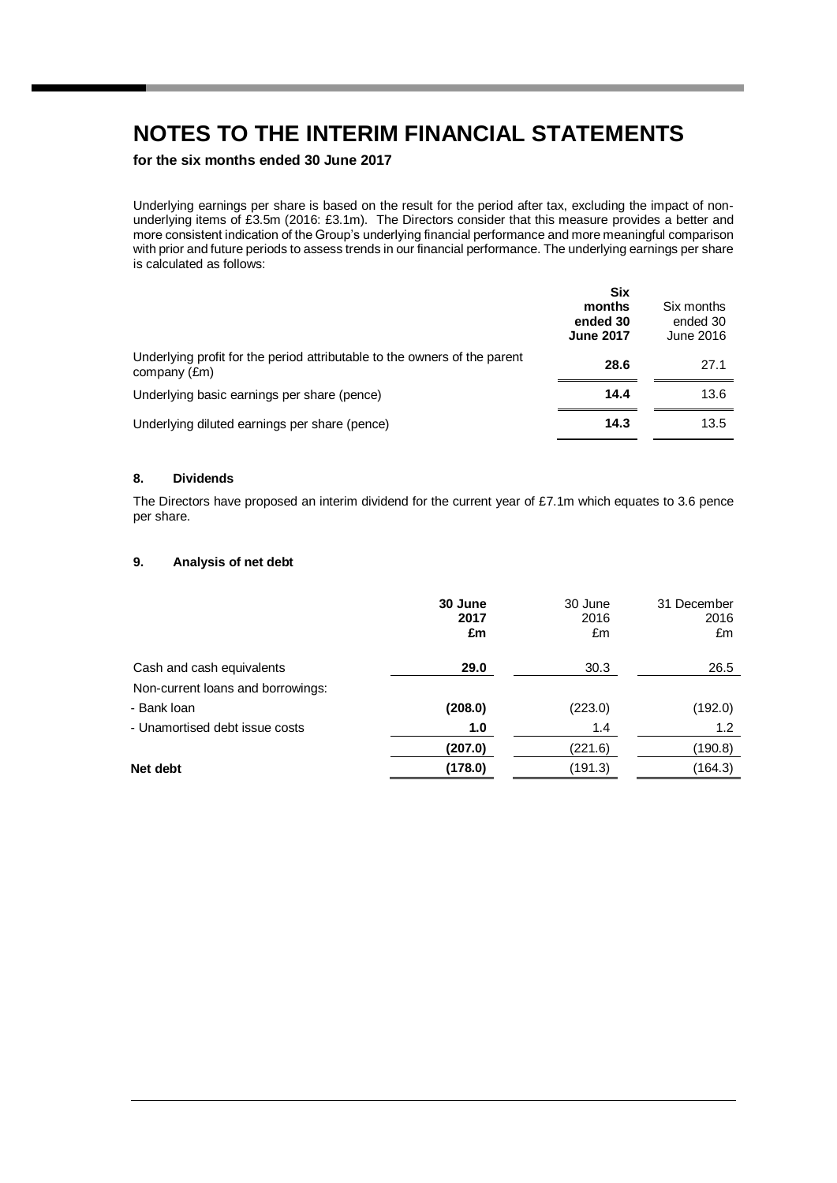# NOTES TO THE INTERIM FINANCIAL STATEMENTS

**for the six months ended 30 June 2017**

Underlying earnings per share is based on the result for the period after tax, excluding the impact of non-underlying items of £3.5m (2016: £3.1m). The Directors consider that this measure provides a better and more consistent indication of the Group's underlying financial performance and more meaningful comparison with prior and future periods to assess trends in our financial performance. The underlying earnings per share is calculated as follows:

| | **Six months ended 30 June 2017** | Six months ended 30 June 2016 |
|---|---|---|
| Underlying profit for the period attributable to the owners of the parent company (£m) | **28.6** | 27.1 |
| Underlying basic earnings per share (pence) | **14.4** | 13.6 |
| Underlying diluted earnings per share (pence) | **14.3** | 13.5 |

#### 8. Dividends

The Directors have proposed an interim dividend for the current year of £7.1m which equates to 3.6 pence per share.

#### 9. Analysis of net debt

| | **30 June 2017 £m** | 30 June 2016 £m | 31 December 2016 £m |
|---|---|---|---|
| Cash and cash equivalents | **29.0** | 30.3 | 26.5 |
| Non-current loans and borrowings: | | | |
| - Bank loan | **(208.0)** | (223.0) | (192.0) |
| - Unamortised debt issue costs | **1.0** | 1.4 | 1.2 |
| | **(207.0)** | (221.6) | (190.8) |
| **Net debt** | **(178.0)** | (191.3) | (164.3) |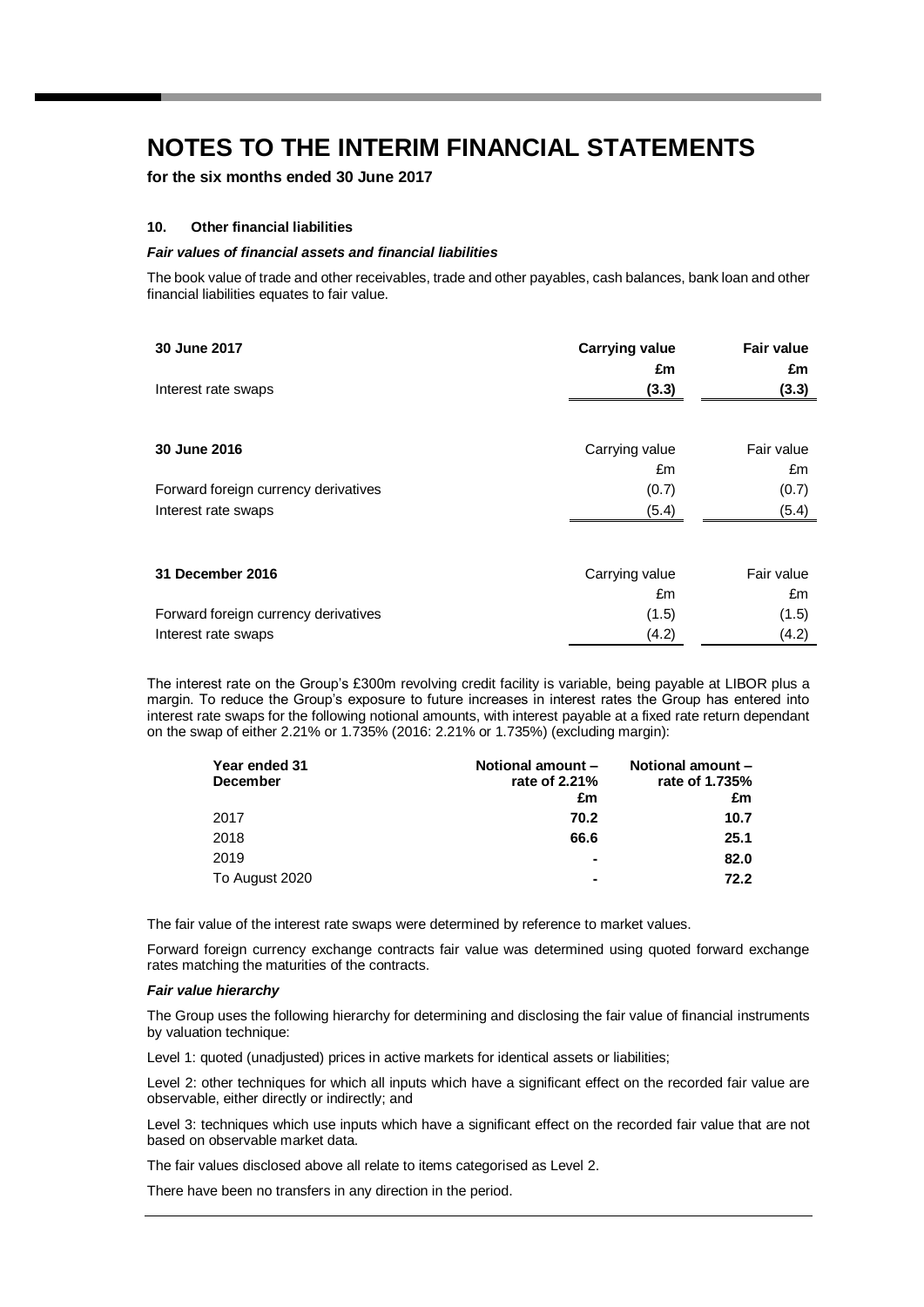# NOTES TO THE INTERIM FINANCIAL STATEMENTS

**for the six months ended 30 June 2017**

**10. Other financial liabilities**

***Fair values of financial assets and financial liabilities***

The book value of trade and other receivables, trade and other payables, cash balances, bank loan and other financial liabilities equates to fair value.

| **30 June 2017** | **Carrying value** | **Fair value** |
|---|---|---|
| | **£m** | **£m** |
| Interest rate swaps | **(3.3)** | **(3.3)** |

| **30 June 2016** | Carrying value | Fair value |
|---|---|---|
| | £m | £m |
| Forward foreign currency derivatives | (0.7) | (0.7) |
| Interest rate swaps | (5.4) | (5.4) |

| **31 December 2016** | Carrying value | Fair value |
|---|---|---|
| | £m | £m |
| Forward foreign currency derivatives | (1.5) | (1.5) |
| Interest rate swaps | (4.2) | (4.2) |

The interest rate on the Group's £300m revolving credit facility is variable, being payable at LIBOR plus a margin. To reduce the Group's exposure to future increases in interest rates the Group has entered into interest rate swaps for the following notional amounts, with interest payable at a fixed rate return dependant on the swap of either 2.21% or 1.735% (2016: 2.21% or 1.735%) (excluding margin):

| **Year ended 31 December** | **Notional amount – rate of 2.21%** | **Notional amount – rate of 1.735%** |
|---|---|---|
| | **£m** | **£m** |
| 2017 | **70.2** | **10.7** |
| 2018 | **66.6** | **25.1** |
| 2019 | **-** | **82.0** |
| To August 2020 | **-** | **72.2** |

The fair value of the interest rate swaps were determined by reference to market values.

Forward foreign currency exchange contracts fair value was determined using quoted forward exchange rates matching the maturities of the contracts.

***Fair value hierarchy***

The Group uses the following hierarchy for determining and disclosing the fair value of financial instruments by valuation technique:

Level 1: quoted (unadjusted) prices in active markets for identical assets or liabilities;

Level 2: other techniques for which all inputs which have a significant effect on the recorded fair value are observable, either directly or indirectly; and

Level 3: techniques which use inputs which have a significant effect on the recorded fair value that are not based on observable market data.

The fair values disclosed above all relate to items categorised as Level 2.

There have been no transfers in any direction in the period.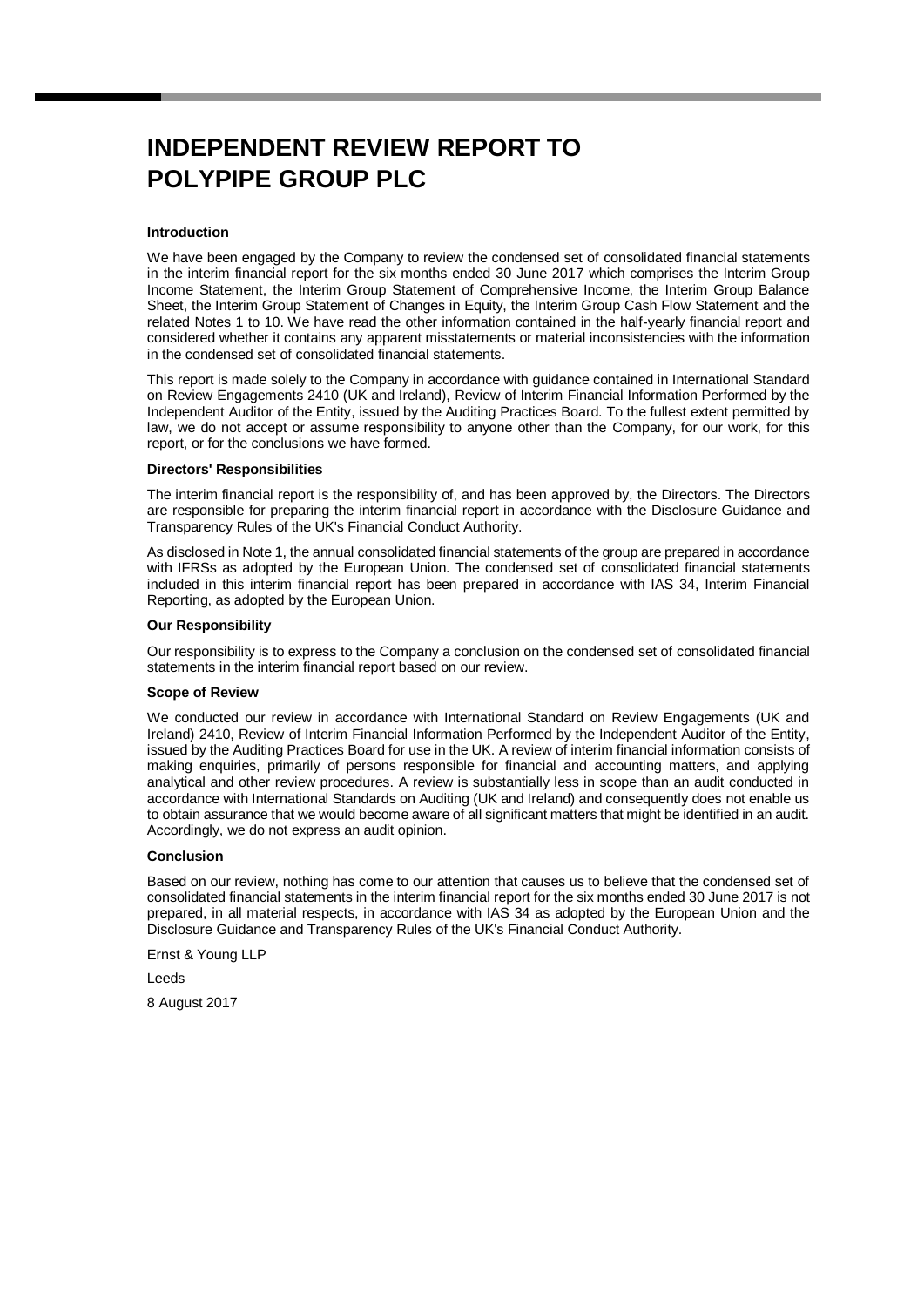# INDEPENDENT REVIEW REPORT TO POLYPIPE GROUP PLC

**Introduction**

We have been engaged by the Company to review the condensed set of consolidated financial statements in the interim financial report for the six months ended 30 June 2017 which comprises the Interim Group Income Statement, the Interim Group Statement of Comprehensive Income, the Interim Group Balance Sheet, the Interim Group Statement of Changes in Equity, the Interim Group Cash Flow Statement and the related Notes 1 to 10. We have read the other information contained in the half-yearly financial report and considered whether it contains any apparent misstatements or material inconsistencies with the information in the condensed set of consolidated financial statements.

This report is made solely to the Company in accordance with guidance contained in International Standard on Review Engagements 2410 (UK and Ireland), Review of Interim Financial Information Performed by the Independent Auditor of the Entity, issued by the Auditing Practices Board. To the fullest extent permitted by law, we do not accept or assume responsibility to anyone other than the Company, for our work, for this report, or for the conclusions we have formed.

**Directors' Responsibilities**

The interim financial report is the responsibility of, and has been approved by, the Directors. The Directors are responsible for preparing the interim financial report in accordance with the Disclosure Guidance and Transparency Rules of the UK's Financial Conduct Authority.

As disclosed in Note 1, the annual consolidated financial statements of the group are prepared in accordance with IFRSs as adopted by the European Union. The condensed set of consolidated financial statements included in this interim financial report has been prepared in accordance with IAS 34, Interim Financial Reporting, as adopted by the European Union.

**Our Responsibility**

Our responsibility is to express to the Company a conclusion on the condensed set of consolidated financial statements in the interim financial report based on our review.

**Scope of Review**

We conducted our review in accordance with International Standard on Review Engagements (UK and Ireland) 2410, Review of Interim Financial Information Performed by the Independent Auditor of the Entity, issued by the Auditing Practices Board for use in the UK. A review of interim financial information consists of making enquiries, primarily of persons responsible for financial and accounting matters, and applying analytical and other review procedures. A review is substantially less in scope than an audit conducted in accordance with International Standards on Auditing (UK and Ireland) and consequently does not enable us to obtain assurance that we would become aware of all significant matters that might be identified in an audit. Accordingly, we do not express an audit opinion.

**Conclusion**

Based on our review, nothing has come to our attention that causes us to believe that the condensed set of consolidated financial statements in the interim financial report for the six months ended 30 June 2017 is not prepared, in all material respects, in accordance with IAS 34 as adopted by the European Union and the Disclosure Guidance and Transparency Rules of the UK's Financial Conduct Authority.

Ernst & Young LLP

Leeds

8 August 2017